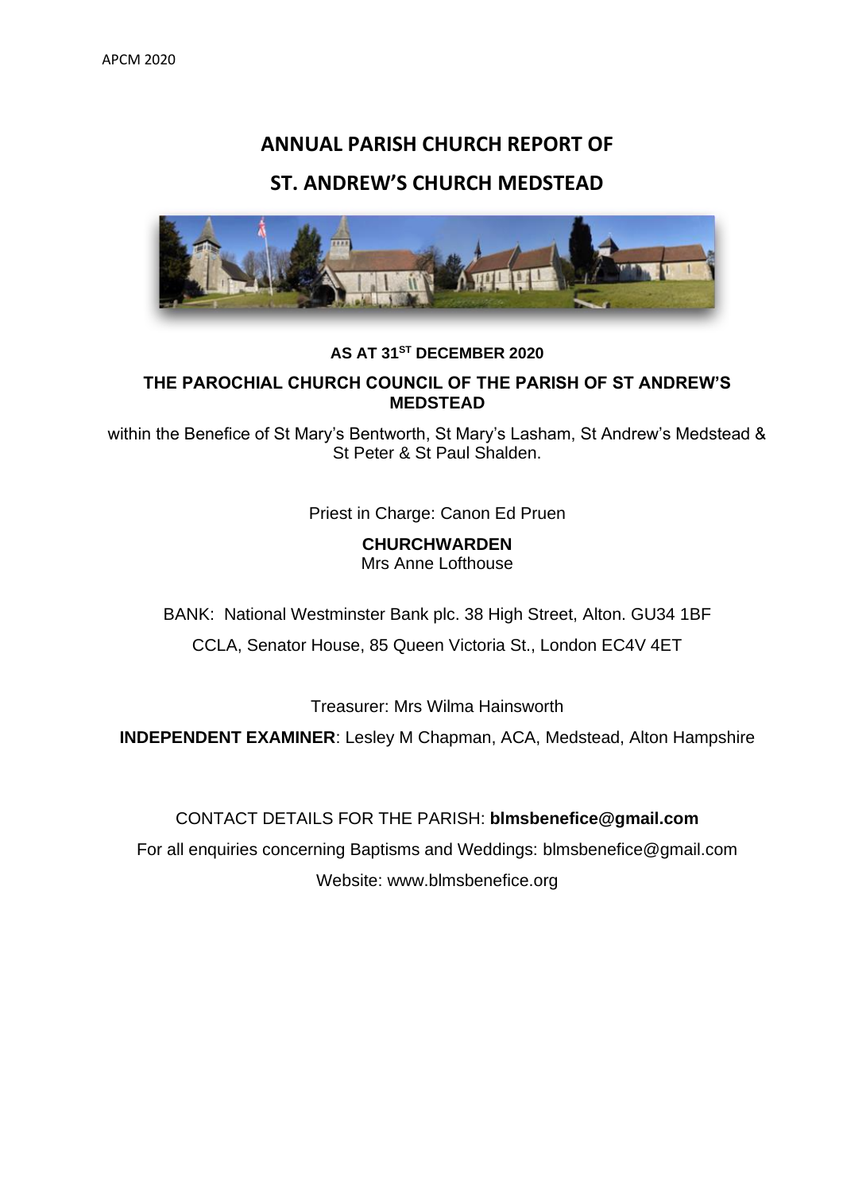# ANNUAL PARISH CHURCH REPORT OF

# ST. ANDREW'S CHURCH MEDSTEAD

**AS AT 31ST DECEMBER 2020**

**THE PAROCHIAL CHURCH COUNCIL OF THE PARISH OF ST ANDREW'S MEDSTEAD**

within the Benefice of St Mary's Bentworth, St Mary's Lasham, St Andrew's Medstead & St Peter & St Paul Shalden.

Priest in Charge: Canon Ed Pruen

**CHURCHWARDEN**
Mrs Anne Lofthouse

BANK: National Westminster Bank plc. 38 High Street, Alton. GU34 1BF

CCLA, Senator House, 85 Queen Victoria St., London EC4V 4ET

Treasurer: Mrs Wilma Hainsworth

**INDEPENDENT EXAMINER**: Lesley M Chapman, ACA, Medstead, Alton Hampshire

CONTACT DETAILS FOR THE PARISH: **blmsbenefice@gmail.com**

For all enquiries concerning Baptisms and Weddings: blmsbenefice@gmail.com

Website: www.blmsbenefice.org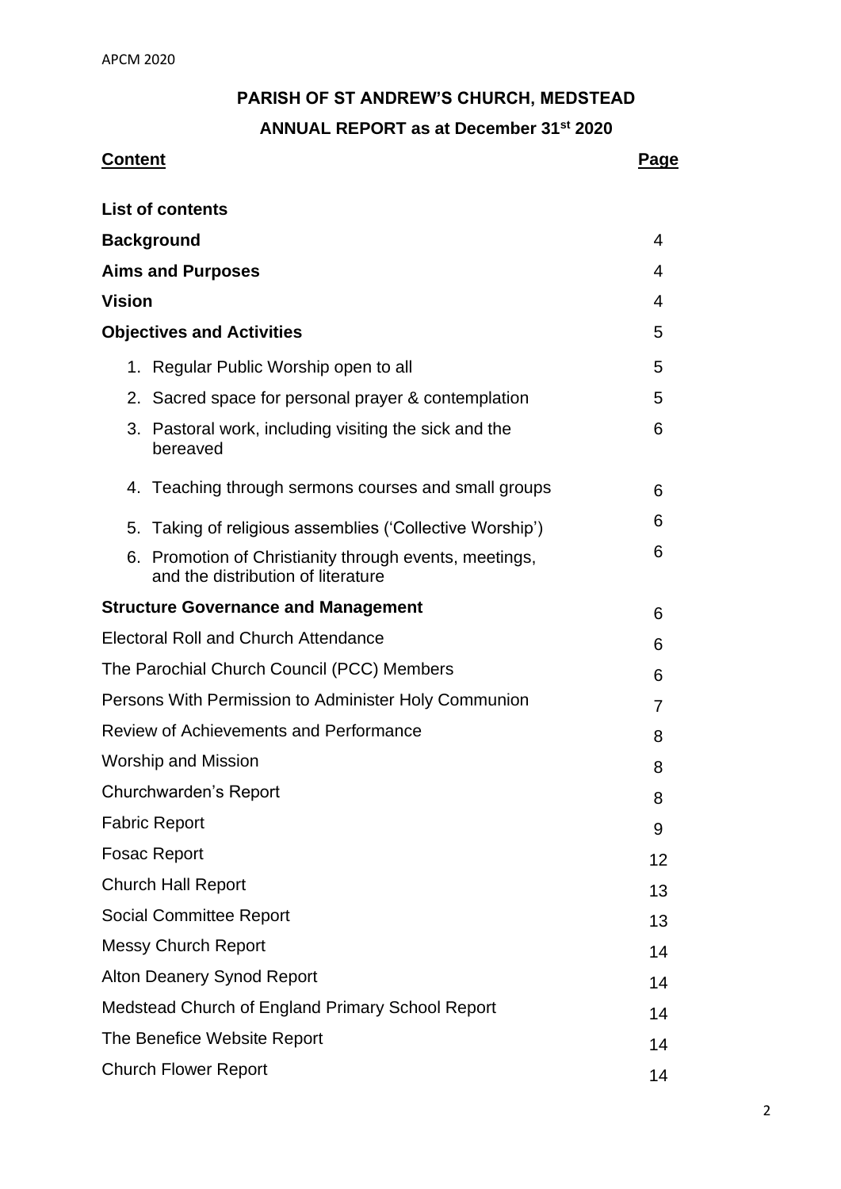**PARISH OF ST ANDREW'S CHURCH, MEDSTEAD**

**ANNUAL REPORT as at December 31st 2020**

| **Content** | **Page** |
|---|---|
| **List of contents** | |
| **Background** | 4 |
| **Aims and Purposes** | 4 |
| **Vision** | 4 |
| **Objectives and Activities** | 5 |
| 1. Regular Public Worship open to all | 5 |
| 2. Sacred space for personal prayer & contemplation | 5 |
| 3. Pastoral work, including visiting the sick and the bereaved | 6 |
| 4. Teaching through sermons courses and small groups | 6 |
| 5. Taking of religious assemblies ('Collective Worship') | 6 |
| 6. Promotion of Christianity through events, meetings, and the distribution of literature | 6 |
| **Structure Governance and Management** | 6 |
| Electoral Roll and Church Attendance | 6 |
| The Parochial Church Council (PCC) Members | 6 |
| Persons With Permission to Administer Holy Communion | 7 |
| Review of Achievements and Performance | 8 |
| Worship and Mission | 8 |
| Churchwarden's Report | 8 |
| Fabric Report | 9 |
| Fosac Report | 12 |
| Church Hall Report | 13 |
| Social Committee Report | 13 |
| Messy Church Report | 14 |
| Alton Deanery Synod Report | 14 |
| Medstead Church of England Primary School Report | 14 |
| The Benefice Website Report | 14 |
| Church Flower Report | 14 |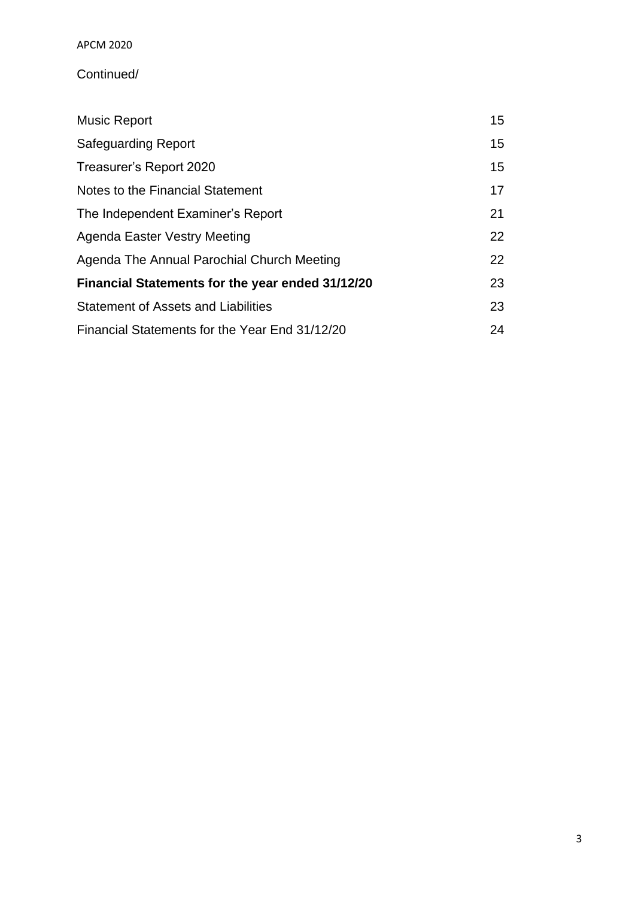Continued/

| | |
|---|---|
| Music Report | 15 |
| Safeguarding Report | 15 |
| Treasurer's Report 2020 | 15 |
| Notes to the Financial Statement | 17 |
| The Independent Examiner's Report | 21 |
| Agenda Easter Vestry Meeting | 22 |
| Agenda The Annual Parochial Church Meeting | 22 |
| **Financial Statements for the year ended 31/12/20** | **23** |
| Statement of Assets and Liabilities | 23 |
| Financial Statements for the Year End 31/12/20 | 24 |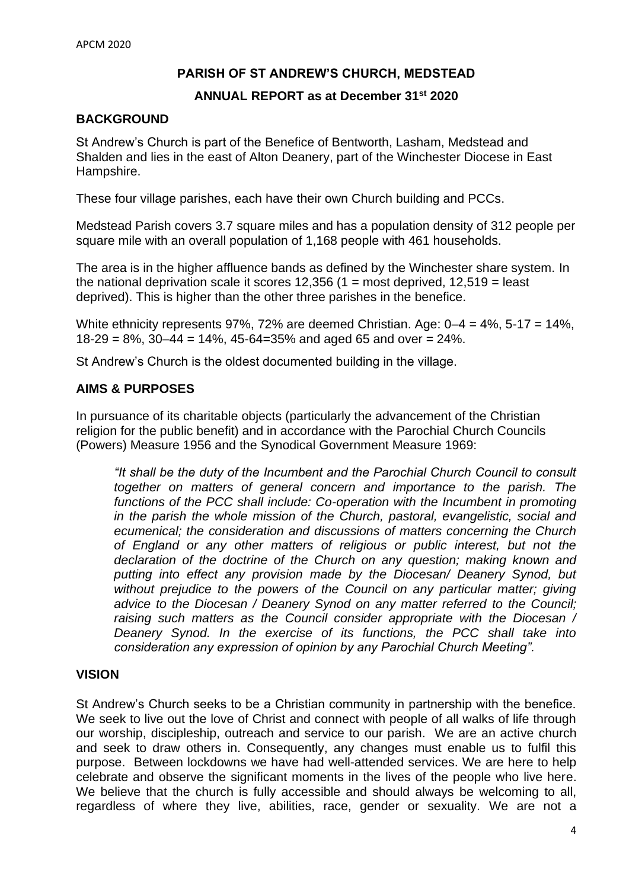## PARISH OF ST ANDREW'S CHURCH, MEDSTEAD

### ANNUAL REPORT as at December 31st 2020

### BACKGROUND

St Andrew's Church is part of the Benefice of Bentworth, Lasham, Medstead and Shalden and lies in the east of Alton Deanery, part of the Winchester Diocese in East Hampshire.

These four village parishes, each have their own Church building and PCCs.

Medstead Parish covers 3.7 square miles and has a population density of 312 people per square mile with an overall population of 1,168 people with 461 households.

The area is in the higher affluence bands as defined by the Winchester share system. In the national deprivation scale it scores 12,356 (1 = most deprived, 12,519 = least deprived). This is higher than the other three parishes in the benefice.

White ethnicity represents 97%, 72% are deemed Christian. Age: 0–4 = 4%, 5-17 = 14%, 18-29 = 8%, 30–44 = 14%, 45-64=35% and aged 65 and over = 24%.

St Andrew's Church is the oldest documented building in the village.

### AIMS & PURPOSES

In pursuance of its charitable objects (particularly the advancement of the Christian religion for the public benefit) and in accordance with the Parochial Church Councils (Powers) Measure 1956 and the Synodical Government Measure 1969:

> *"It shall be the duty of the Incumbent and the Parochial Church Council to consult together on matters of general concern and importance to the parish. The functions of the PCC shall include: Co-operation with the Incumbent in promoting in the parish the whole mission of the Church, pastoral, evangelistic, social and ecumenical; the consideration and discussions of matters concerning the Church of England or any other matters of religious or public interest, but not the declaration of the doctrine of the Church on any question; making known and putting into effect any provision made by the Diocesan/ Deanery Synod, but without prejudice to the powers of the Council on any particular matter; giving advice to the Diocesan / Deanery Synod on any matter referred to the Council; raising such matters as the Council consider appropriate with the Diocesan / Deanery Synod. In the exercise of its functions, the PCC shall take into consideration any expression of opinion by any Parochial Church Meeting".*

### VISION

St Andrew's Church seeks to be a Christian community in partnership with the benefice. We seek to live out the love of Christ and connect with people of all walks of life through our worship, discipleship, outreach and service to our parish. We are an active church and seek to draw others in. Consequently, any changes must enable us to fulfil this purpose. Between lockdowns we have had well-attended services. We are here to help celebrate and observe the significant moments in the lives of the people who live here. We believe that the church is fully accessible and should always be welcoming to all, regardless of where they live, abilities, race, gender or sexuality. We are not a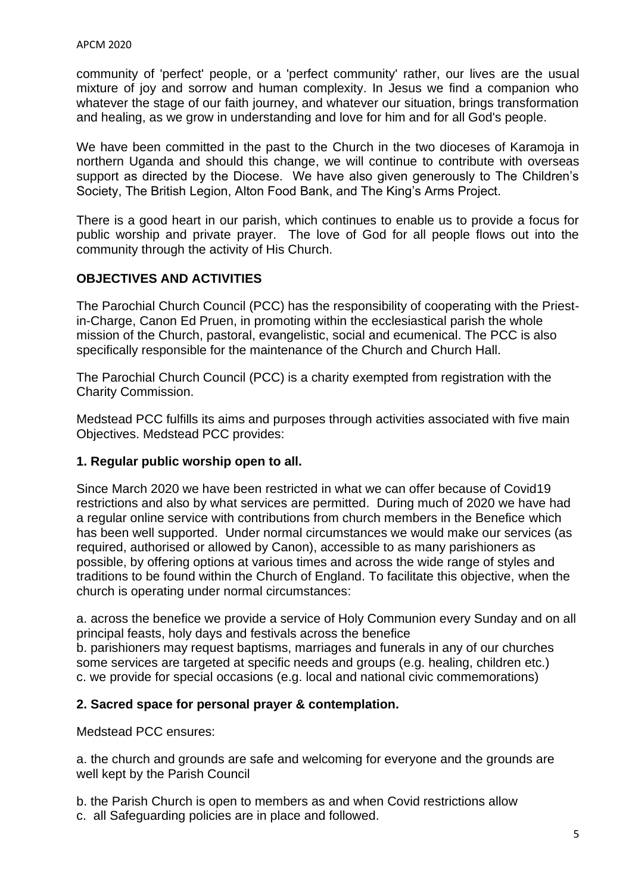community of 'perfect' people, or a 'perfect community' rather, our lives are the usual mixture of joy and sorrow and human complexity. In Jesus we find a companion who whatever the stage of our faith journey, and whatever our situation, brings transformation and healing, as we grow in understanding and love for him and for all God's people.

We have been committed in the past to the Church in the two dioceses of Karamoja in northern Uganda and should this change, we will continue to contribute with overseas support as directed by the Diocese. We have also given generously to The Children's Society, The British Legion, Alton Food Bank, and The King's Arms Project.

There is a good heart in our parish, which continues to enable us to provide a focus for public worship and private prayer. The love of God for all people flows out into the community through the activity of His Church.

## OBJECTIVES AND ACTIVITIES

The Parochial Church Council (PCC) has the responsibility of cooperating with the Priest-in-Charge, Canon Ed Pruen, in promoting within the ecclesiastical parish the whole mission of the Church, pastoral, evangelistic, social and ecumenical. The PCC is also specifically responsible for the maintenance of the Church and Church Hall.

The Parochial Church Council (PCC) is a charity exempted from registration with the Charity Commission.

Medstead PCC fulfills its aims and purposes through activities associated with five main Objectives. Medstead PCC provides:

### 1. Regular public worship open to all.

Since March 2020 we have been restricted in what we can offer because of Covid19 restrictions and also by what services are permitted. During much of 2020 we have had a regular online service with contributions from church members in the Benefice which has been well supported. Under normal circumstances we would make our services (as required, authorised or allowed by Canon), accessible to as many parishioners as possible, by offering options at various times and across the wide range of styles and traditions to be found within the Church of England. To facilitate this objective, when the church is operating under normal circumstances:

a. across the benefice we provide a service of Holy Communion every Sunday and on all principal feasts, holy days and festivals across the benefice
b. parishioners may request baptisms, marriages and funerals in any of our churches some services are targeted at specific needs and groups (e.g. healing, children etc.)
c. we provide for special occasions (e.g. local and national civic commemorations)

### 2. Sacred space for personal prayer & contemplation.

Medstead PCC ensures:

a. the church and grounds are safe and welcoming for everyone and the grounds are well kept by the Parish Council

b. the Parish Church is open to members as and when Covid restrictions allow
c. all Safeguarding policies are in place and followed.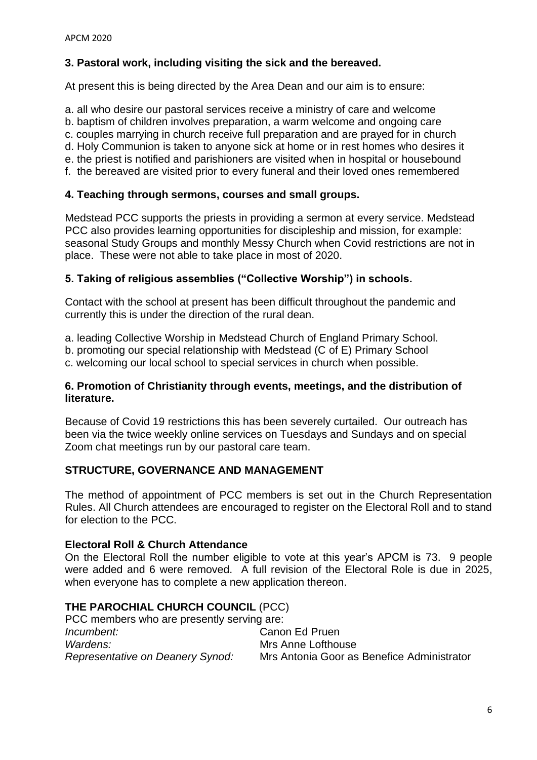### 3. Pastoral work, including visiting the sick and the bereaved.

At present this is being directed by the Area Dean and our aim is to ensure:

a. all who desire our pastoral services receive a ministry of care and welcome
b. baptism of children involves preparation, a warm welcome and ongoing care
c. couples marrying in church receive full preparation and are prayed for in church
d. Holy Communion is taken to anyone sick at home or in rest homes who desires it
e. the priest is notified and parishioners are visited when in hospital or housebound
f. the bereaved are visited prior to every funeral and their loved ones remembered

### 4. Teaching through sermons, courses and small groups.

Medstead PCC supports the priests in providing a sermon at every service. Medstead PCC also provides learning opportunities for discipleship and mission, for example: seasonal Study Groups and monthly Messy Church when Covid restrictions are not in place. These were not able to take place in most of 2020.

### 5. Taking of religious assemblies ("Collective Worship") in schools.

Contact with the school at present has been difficult throughout the pandemic and currently this is under the direction of the rural dean.

a. leading Collective Worship in Medstead Church of England Primary School.
b. promoting our special relationship with Medstead (C of E) Primary School
c. welcoming our local school to special services in church when possible.

### 6. Promotion of Christianity through events, meetings, and the distribution of literature.

Because of Covid 19 restrictions this has been severely curtailed. Our outreach has been via the twice weekly online services on Tuesdays and Sundays and on special Zoom chat meetings run by our pastoral care team.

## STRUCTURE, GOVERNANCE AND MANAGEMENT

The method of appointment of PCC members is set out in the Church Representation Rules. All Church attendees are encouraged to register on the Electoral Roll and to stand for election to the PCC.

### Electoral Roll & Church Attendance

On the Electoral Roll the number eligible to vote at this year's APCM is 73. 9 people were added and 6 were removed. A full revision of the Electoral Role is due in 2025, when everyone has to complete a new application thereon.

### THE PAROCHIAL CHURCH COUNCIL (PCC)

PCC members who are presently serving are:

*Incumbent:* Canon Ed Pruen
*Wardens:* Mrs Anne Lofthouse
*Representative on Deanery Synod:* Mrs Antonia Goor as Benefice Administrator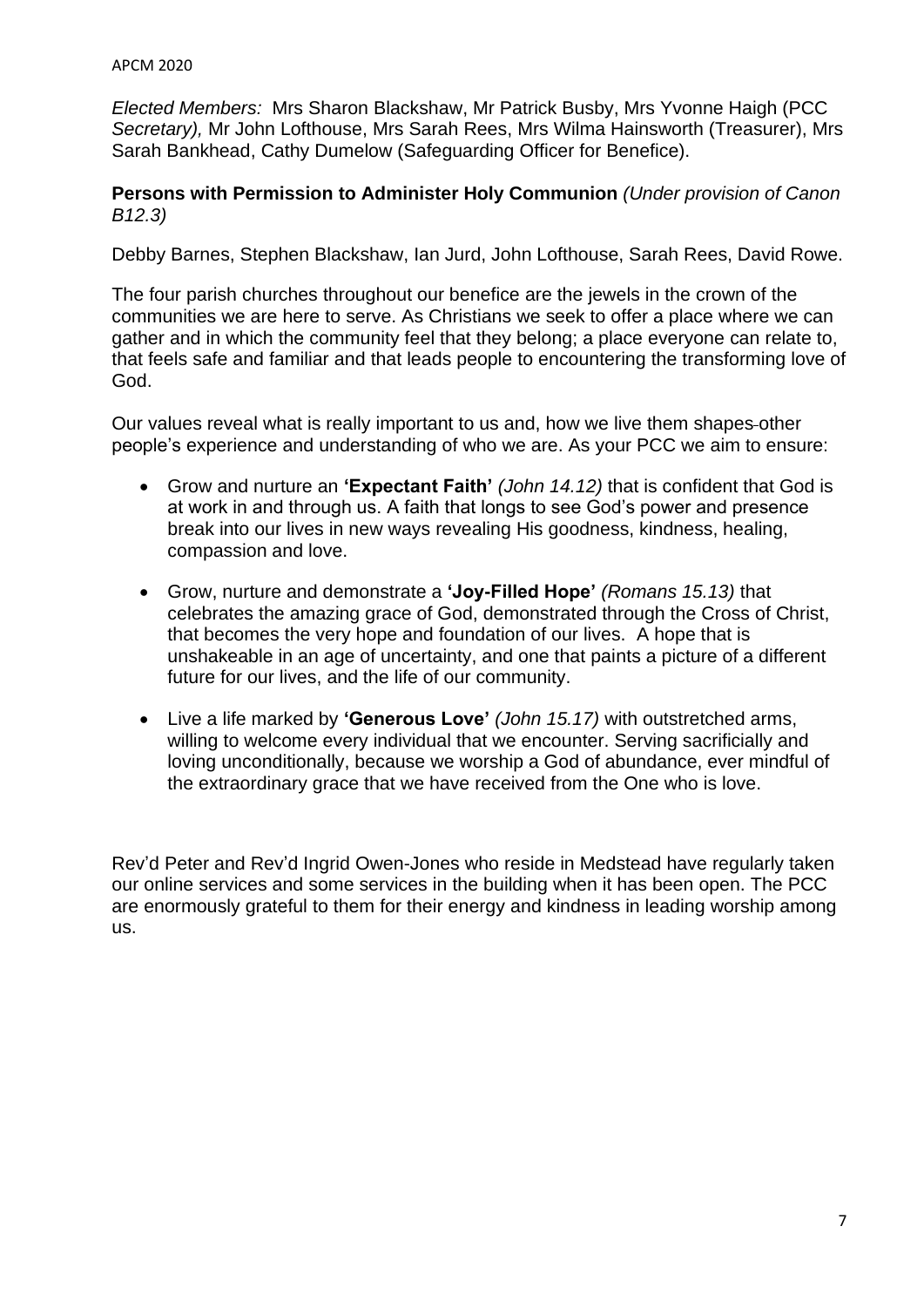*Elected Members:* Mrs Sharon Blackshaw, Mr Patrick Busby, Mrs Yvonne Haigh (PCC *Secretary),* Mr John Lofthouse, Mrs Sarah Rees, Mrs Wilma Hainsworth (Treasurer), Mrs Sarah Bankhead, Cathy Dumelow (Safeguarding Officer for Benefice).

**Persons with Permission to Administer Holy Communion** *(Under provision of Canon B12.3)*

Debby Barnes, Stephen Blackshaw, Ian Jurd, John Lofthouse, Sarah Rees, David Rowe.

The four parish churches throughout our benefice are the jewels in the crown of the communities we are here to serve. As Christians we seek to offer a place where we can gather and in which the community feel that they belong; a place everyone can relate to, that feels safe and familiar and that leads people to encountering the transforming love of God.

Our values reveal what is really important to us and, how we live them shapes other people's experience and understanding of who we are. As your PCC we aim to ensure:

- Grow and nurture an **'Expectant Faith'** *(John 14.12)* that is confident that God is at work in and through us. A faith that longs to see God's power and presence break into our lives in new ways revealing His goodness, kindness, healing, compassion and love.
- Grow, nurture and demonstrate a **'Joy-Filled Hope'** *(Romans 15.13)* that celebrates the amazing grace of God, demonstrated through the Cross of Christ, that becomes the very hope and foundation of our lives. A hope that is unshakeable in an age of uncertainty, and one that paints a picture of a different future for our lives, and the life of our community.
- Live a life marked by **'Generous Love'** *(John 15.17)* with outstretched arms, willing to welcome every individual that we encounter. Serving sacrificially and loving unconditionally, because we worship a God of abundance, ever mindful of the extraordinary grace that we have received from the One who is love.

Rev'd Peter and Rev'd Ingrid Owen-Jones who reside in Medstead have regularly taken our online services and some services in the building when it has been open. The PCC are enormously grateful to them for their energy and kindness in leading worship among us.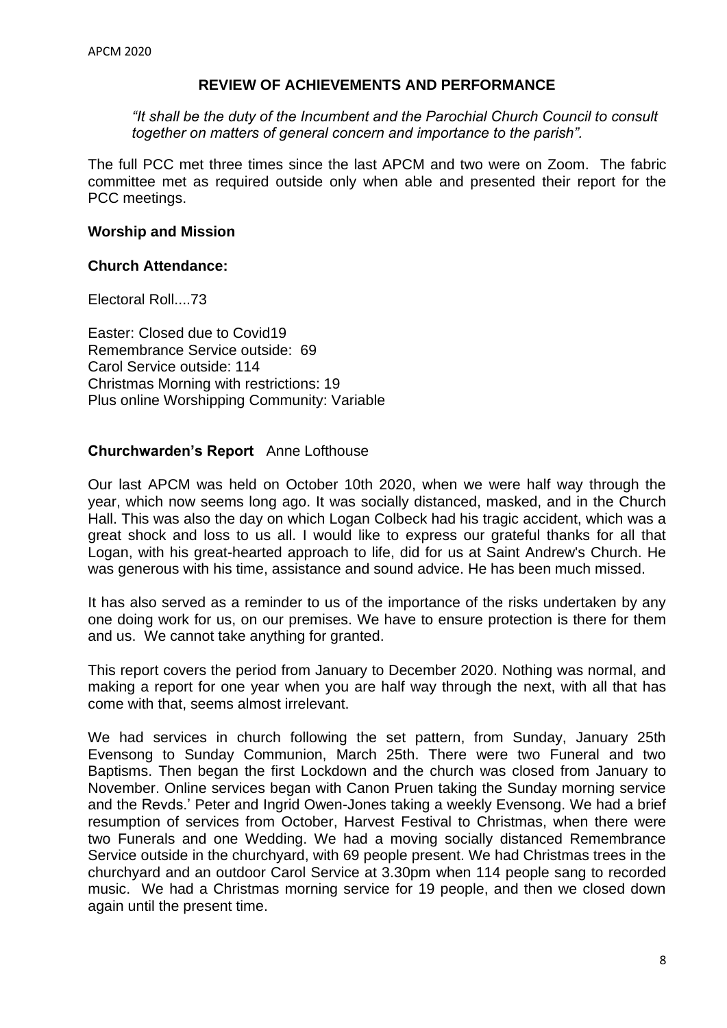## REVIEW OF ACHIEVEMENTS AND PERFORMANCE

*"It shall be the duty of the Incumbent and the Parochial Church Council to consult together on matters of general concern and importance to the parish".*

The full PCC met three times since the last APCM and two were on Zoom. The fabric committee met as required outside only when able and presented their report for the PCC meetings.

**Worship and Mission**

**Church Attendance:**

Electoral Roll....73

Easter: Closed due to Covid19
Remembrance Service outside: 69
Carol Service outside: 114
Christmas Morning with restrictions: 19
Plus online Worshipping Community: Variable

**Churchwarden's Report** Anne Lofthouse

Our last APCM was held on October 10th 2020, when we were half way through the year, which now seems long ago. It was socially distanced, masked, and in the Church Hall. This was also the day on which Logan Colbeck had his tragic accident, which was a great shock and loss to us all. I would like to express our grateful thanks for all that Logan, with his great-hearted approach to life, did for us at Saint Andrew's Church. He was generous with his time, assistance and sound advice. He has been much missed.

It has also served as a reminder to us of the importance of the risks undertaken by any one doing work for us, on our premises. We have to ensure protection is there for them and us. We cannot take anything for granted.

This report covers the period from January to December 2020. Nothing was normal, and making a report for one year when you are half way through the next, with all that has come with that, seems almost irrelevant.

We had services in church following the set pattern, from Sunday, January 25th Evensong to Sunday Communion, March 25th. There were two Funeral and two Baptisms. Then began the first Lockdown and the church was closed from January to November. Online services began with Canon Pruen taking the Sunday morning service and the Revds.' Peter and Ingrid Owen-Jones taking a weekly Evensong. We had a brief resumption of services from October, Harvest Festival to Christmas, when there were two Funerals and one Wedding. We had a moving socially distanced Remembrance Service outside in the churchyard, with 69 people present. We had Christmas trees in the churchyard and an outdoor Carol Service at 3.30pm when 114 people sang to recorded music. We had a Christmas morning service for 19 people, and then we closed down again until the present time.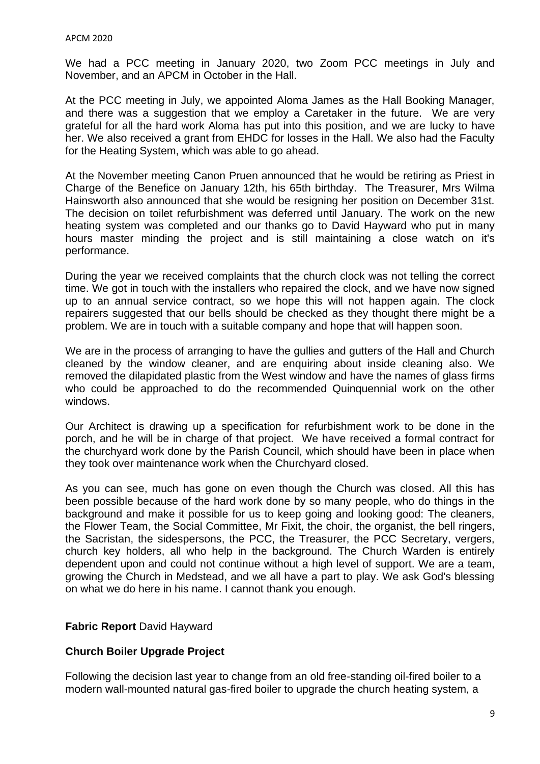We had a PCC meeting in January 2020, two Zoom PCC meetings in July and November, and an APCM in October in the Hall.

At the PCC meeting in July, we appointed Aloma James as the Hall Booking Manager, and there was a suggestion that we employ a Caretaker in the future. We are very grateful for all the hard work Aloma has put into this position, and we are lucky to have her. We also received a grant from EHDC for losses in the Hall. We also had the Faculty for the Heating System, which was able to go ahead.

At the November meeting Canon Pruen announced that he would be retiring as Priest in Charge of the Benefice on January 12th, his 65th birthday. The Treasurer, Mrs Wilma Hainsworth also announced that she would be resigning her position on December 31st. The decision on toilet refurbishment was deferred until January. The work on the new heating system was completed and our thanks go to David Hayward who put in many hours master minding the project and is still maintaining a close watch on it's performance.

During the year we received complaints that the church clock was not telling the correct time. We got in touch with the installers who repaired the clock, and we have now signed up to an annual service contract, so we hope this will not happen again. The clock repairers suggested that our bells should be checked as they thought there might be a problem. We are in touch with a suitable company and hope that will happen soon.

We are in the process of arranging to have the gullies and gutters of the Hall and Church cleaned by the window cleaner, and are enquiring about inside cleaning also. We removed the dilapidated plastic from the West window and have the names of glass firms who could be approached to do the recommended Quinquennial work on the other windows.

Our Architect is drawing up a specification for refurbishment work to be done in the porch, and he will be in charge of that project. We have received a formal contract for the churchyard work done by the Parish Council, which should have been in place when they took over maintenance work when the Churchyard closed.

As you can see, much has gone on even though the Church was closed. All this has been possible because of the hard work done by so many people, who do things in the background and make it possible for us to keep going and looking good: The cleaners, the Flower Team, the Social Committee, Mr Fixit, the choir, the organist, the bell ringers, the Sacristan, the sidespersons, the PCC, the Treasurer, the PCC Secretary, vergers, church key holders, all who help in the background. The Church Warden is entirely dependent upon and could not continue without a high level of support. We are a team, growing the Church in Medstead, and we all have a part to play. We ask God's blessing on what we do here in his name. I cannot thank you enough.

**Fabric Report** David Hayward

**Church Boiler Upgrade Project**

Following the decision last year to change from an old free-standing oil-fired boiler to a modern wall-mounted natural gas-fired boiler to upgrade the church heating system, a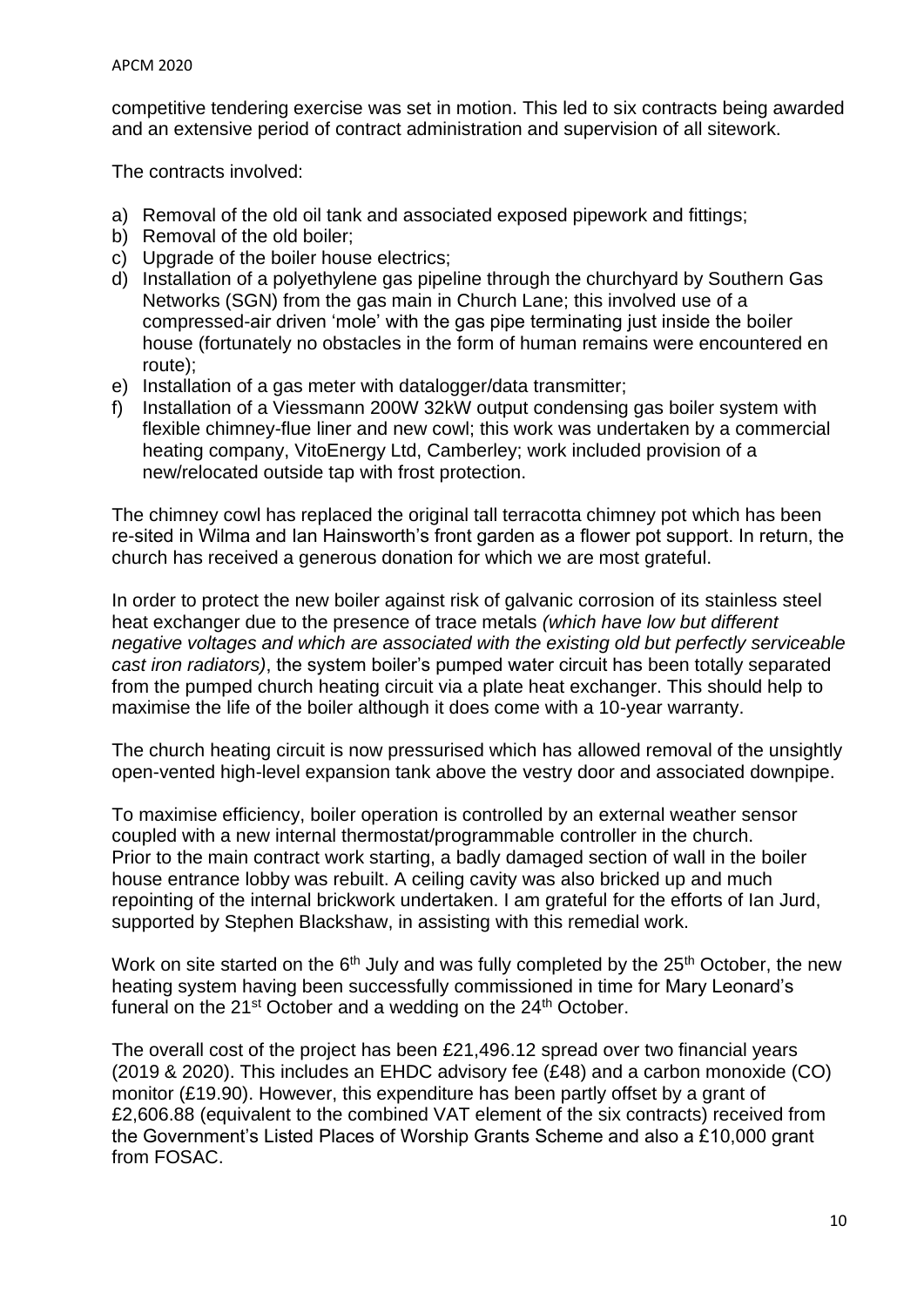competitive tendering exercise was set in motion. This led to six contracts being awarded and an extensive period of contract administration and supervision of all sitework.

The contracts involved:

a) Removal of the old oil tank and associated exposed pipework and fittings;
b) Removal of the old boiler;
c) Upgrade of the boiler house electrics;
d) Installation of a polyethylene gas pipeline through the churchyard by Southern Gas Networks (SGN) from the gas main in Church Lane; this involved use of a compressed-air driven 'mole' with the gas pipe terminating just inside the boiler house (fortunately no obstacles in the form of human remains were encountered en route);
e) Installation of a gas meter with datalogger/data transmitter;
f) Installation of a Viessmann 200W 32kW output condensing gas boiler system with flexible chimney-flue liner and new cowl; this work was undertaken by a commercial heating company, VitoEnergy Ltd, Camberley; work included provision of a new/relocated outside tap with frost protection.

The chimney cowl has replaced the original tall terracotta chimney pot which has been re-sited in Wilma and Ian Hainsworth's front garden as a flower pot support. In return, the church has received a generous donation for which we are most grateful.

In order to protect the new boiler against risk of galvanic corrosion of its stainless steel heat exchanger due to the presence of trace metals *(which have low but different negative voltages and which are associated with the existing old but perfectly serviceable cast iron radiators)*, the system boiler's pumped water circuit has been totally separated from the pumped church heating circuit via a plate heat exchanger. This should help to maximise the life of the boiler although it does come with a 10-year warranty.

The church heating circuit is now pressurised which has allowed removal of the unsightly open-vented high-level expansion tank above the vestry door and associated downpipe.

To maximise efficiency, boiler operation is controlled by an external weather sensor coupled with a new internal thermostat/programmable controller in the church.
Prior to the main contract work starting, a badly damaged section of wall in the boiler house entrance lobby was rebuilt. A ceiling cavity was also bricked up and much repointing of the internal brickwork undertaken. I am grateful for the efforts of Ian Jurd, supported by Stephen Blackshaw, in assisting with this remedial work.

Work on site started on the 6th July and was fully completed by the 25th October, the new heating system having been successfully commissioned in time for Mary Leonard's funeral on the 21st October and a wedding on the 24th October.

The overall cost of the project has been £21,496.12 spread over two financial years (2019 & 2020). This includes an EHDC advisory fee (£48) and a carbon monoxide (CO) monitor (£19.90). However, this expenditure has been partly offset by a grant of £2,606.88 (equivalent to the combined VAT element of the six contracts) received from the Government's Listed Places of Worship Grants Scheme and also a £10,000 grant from FOSAC.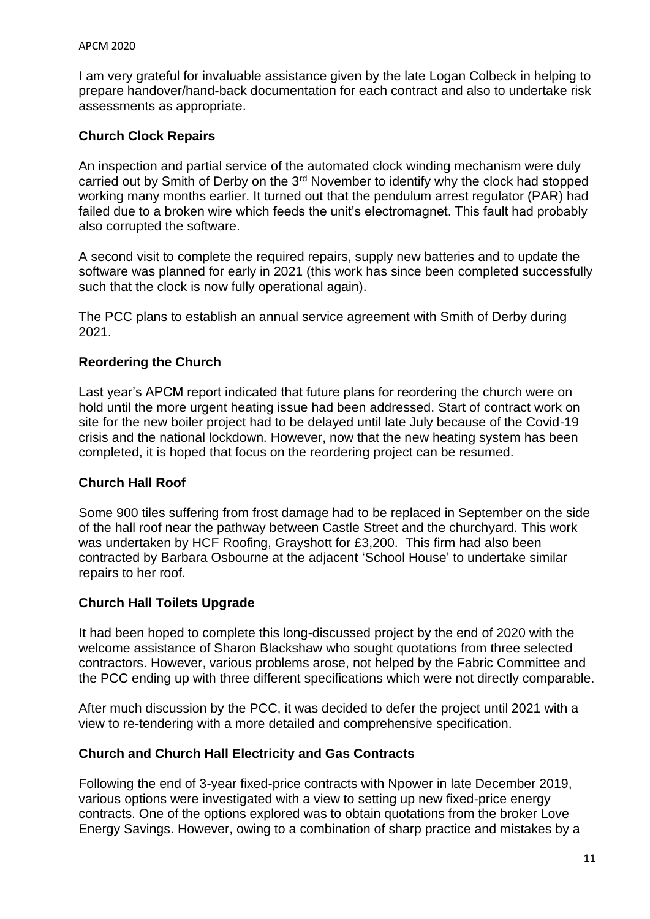I am very grateful for invaluable assistance given by the late Logan Colbeck in helping to prepare handover/hand-back documentation for each contract and also to undertake risk assessments as appropriate.

**Church Clock Repairs**

An inspection and partial service of the automated clock winding mechanism were duly carried out by Smith of Derby on the 3rd November to identify why the clock had stopped working many months earlier. It turned out that the pendulum arrest regulator (PAR) had failed due to a broken wire which feeds the unit's electromagnet. This fault had probably also corrupted the software.

A second visit to complete the required repairs, supply new batteries and to update the software was planned for early in 2021 (this work has since been completed successfully such that the clock is now fully operational again).

The PCC plans to establish an annual service agreement with Smith of Derby during 2021.

**Reordering the Church**

Last year's APCM report indicated that future plans for reordering the church were on hold until the more urgent heating issue had been addressed. Start of contract work on site for the new boiler project had to be delayed until late July because of the Covid-19 crisis and the national lockdown. However, now that the new heating system has been completed, it is hoped that focus on the reordering project can be resumed.

**Church Hall Roof**

Some 900 tiles suffering from frost damage had to be replaced in September on the side of the hall roof near the pathway between Castle Street and the churchyard. This work was undertaken by HCF Roofing, Grayshott for £3,200. This firm had also been contracted by Barbara Osbourne at the adjacent 'School House' to undertake similar repairs to her roof.

**Church Hall Toilets Upgrade**

It had been hoped to complete this long-discussed project by the end of 2020 with the welcome assistance of Sharon Blackshaw who sought quotations from three selected contractors. However, various problems arose, not helped by the Fabric Committee and the PCC ending up with three different specifications which were not directly comparable.

After much discussion by the PCC, it was decided to defer the project until 2021 with a view to re-tendering with a more detailed and comprehensive specification.

**Church and Church Hall Electricity and Gas Contracts**

Following the end of 3-year fixed-price contracts with Npower in late December 2019, various options were investigated with a view to setting up new fixed-price energy contracts. One of the options explored was to obtain quotations from the broker Love Energy Savings. However, owing to a combination of sharp practice and mistakes by a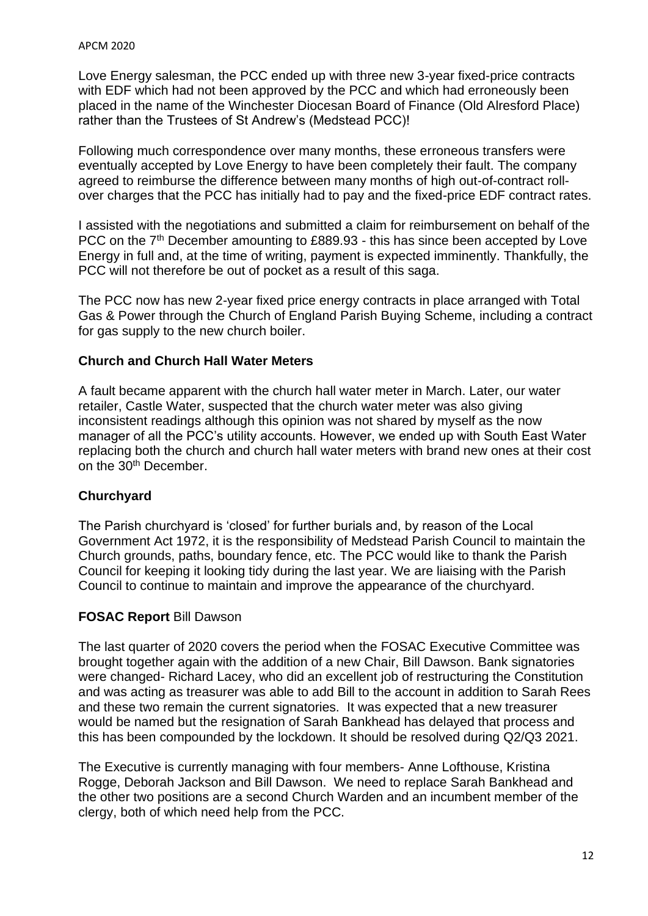Love Energy salesman, the PCC ended up with three new 3-year fixed-price contracts with EDF which had not been approved by the PCC and which had erroneously been placed in the name of the Winchester Diocesan Board of Finance (Old Alresford Place) rather than the Trustees of St Andrew's (Medstead PCC)!

Following much correspondence over many months, these erroneous transfers were eventually accepted by Love Energy to have been completely their fault. The company agreed to reimburse the difference between many months of high out-of-contract roll-over charges that the PCC has initially had to pay and the fixed-price EDF contract rates.

I assisted with the negotiations and submitted a claim for reimbursement on behalf of the PCC on the 7th December amounting to £889.93 - this has since been accepted by Love Energy in full and, at the time of writing, payment is expected imminently. Thankfully, the PCC will not therefore be out of pocket as a result of this saga.

The PCC now has new 2-year fixed price energy contracts in place arranged with Total Gas & Power through the Church of England Parish Buying Scheme, including a contract for gas supply to the new church boiler.

**Church and Church Hall Water Meters**

A fault became apparent with the church hall water meter in March. Later, our water retailer, Castle Water, suspected that the church water meter was also giving inconsistent readings although this opinion was not shared by myself as the now manager of all the PCC's utility accounts. However, we ended up with South East Water replacing both the church and church hall water meters with brand new ones at their cost on the 30th December.

**Churchyard**

The Parish churchyard is 'closed' for further burials and, by reason of the Local Government Act 1972, it is the responsibility of Medstead Parish Council to maintain the Church grounds, paths, boundary fence, etc. The PCC would like to thank the Parish Council for keeping it looking tidy during the last year. We are liaising with the Parish Council to continue to maintain and improve the appearance of the churchyard.

**FOSAC Report** Bill Dawson

The last quarter of 2020 covers the period when the FOSAC Executive Committee was brought together again with the addition of a new Chair, Bill Dawson. Bank signatories were changed- Richard Lacey, who did an excellent job of restructuring the Constitution and was acting as treasurer was able to add Bill to the account in addition to Sarah Rees and these two remain the current signatories. It was expected that a new treasurer would be named but the resignation of Sarah Bankhead has delayed that process and this has been compounded by the lockdown. It should be resolved during Q2/Q3 2021.

The Executive is currently managing with four members- Anne Lofthouse, Kristina Rogge, Deborah Jackson and Bill Dawson. We need to replace Sarah Bankhead and the other two positions are a second Church Warden and an incumbent member of the clergy, both of which need help from the PCC.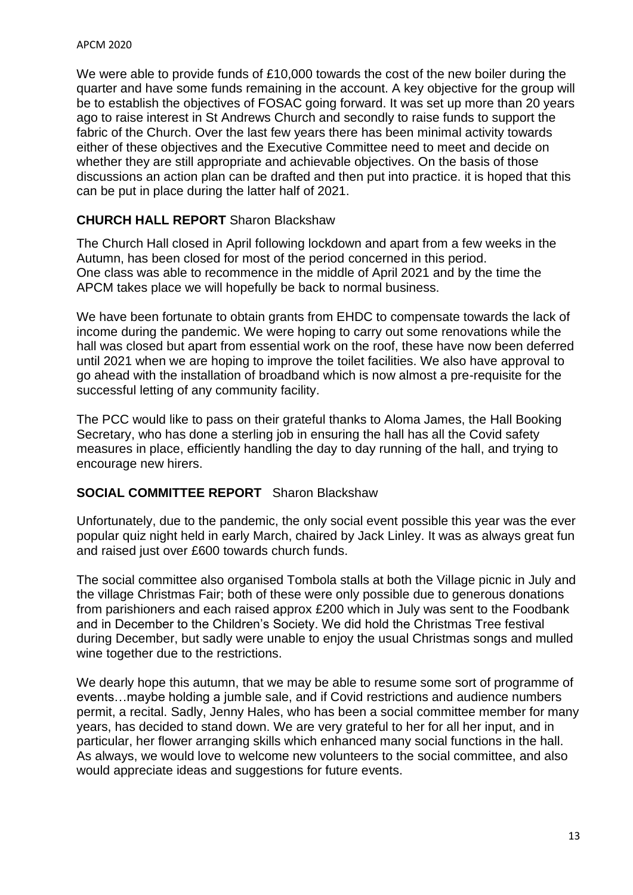We were able to provide funds of £10,000 towards the cost of the new boiler during the quarter and have some funds remaining in the account. A key objective for the group will be to establish the objectives of FOSAC going forward. It was set up more than 20 years ago to raise interest in St Andrews Church and secondly to raise funds to support the fabric of the Church. Over the last few years there has been minimal activity towards either of these objectives and the Executive Committee need to meet and decide on whether they are still appropriate and achievable objectives. On the basis of those discussions an action plan can be drafted and then put into practice. it is hoped that this can be put in place during the latter half of 2021.

**CHURCH HALL REPORT** Sharon Blackshaw

The Church Hall closed in April following lockdown and apart from a few weeks in the Autumn, has been closed for most of the period concerned in this period.
One class was able to recommence in the middle of April 2021 and by the time the APCM takes place we will hopefully be back to normal business.

We have been fortunate to obtain grants from EHDC to compensate towards the lack of income during the pandemic. We were hoping to carry out some renovations while the hall was closed but apart from essential work on the roof, these have now been deferred until 2021 when we are hoping to improve the toilet facilities. We also have approval to go ahead with the installation of broadband which is now almost a pre-requisite for the successful letting of any community facility.

The PCC would like to pass on their grateful thanks to Aloma James, the Hall Booking Secretary, who has done a sterling job in ensuring the hall has all the Covid safety measures in place, efficiently handling the day to day running of the hall, and trying to encourage new hirers.

**SOCIAL COMMITTEE REPORT** Sharon Blackshaw

Unfortunately, due to the pandemic, the only social event possible this year was the ever popular quiz night held in early March, chaired by Jack Linley. It was as always great fun and raised just over £600 towards church funds.

The social committee also organised Tombola stalls at both the Village picnic in July and the village Christmas Fair; both of these were only possible due to generous donations from parishioners and each raised approx £200 which in July was sent to the Foodbank and in December to the Children's Society. We did hold the Christmas Tree festival during December, but sadly were unable to enjoy the usual Christmas songs and mulled wine together due to the restrictions.

We dearly hope this autumn, that we may be able to resume some sort of programme of events…maybe holding a jumble sale, and if Covid restrictions and audience numbers permit, a recital. Sadly, Jenny Hales, who has been a social committee member for many years, has decided to stand down. We are very grateful to her for all her input, and in particular, her flower arranging skills which enhanced many social functions in the hall. As always, we would love to welcome new volunteers to the social committee, and also would appreciate ideas and suggestions for future events.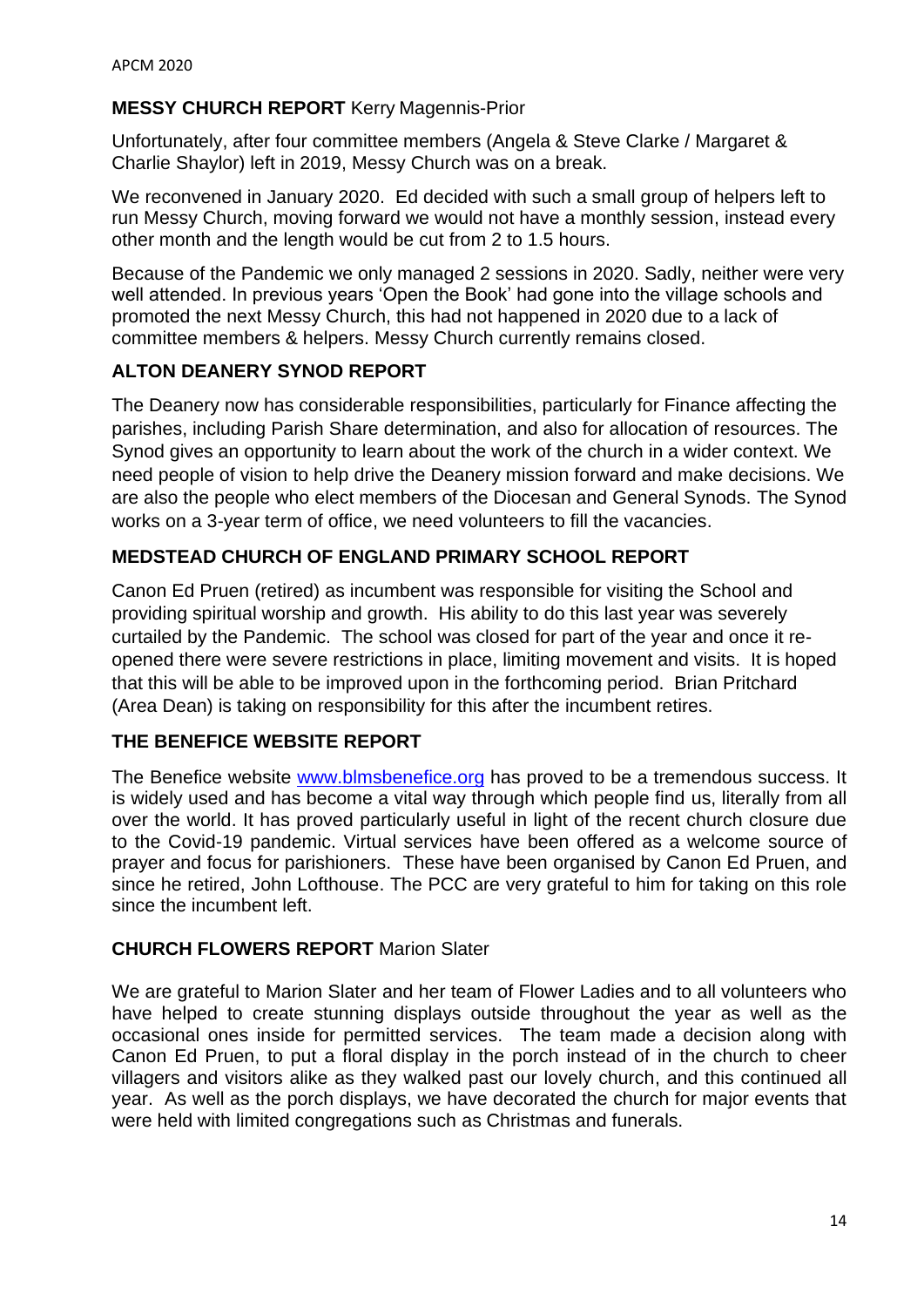## **MESSY CHURCH REPORT** Kerry Magennis-Prior

Unfortunately, after four committee members (Angela & Steve Clarke / Margaret & Charlie Shaylor) left in 2019, Messy Church was on a break.

We reconvened in January 2020. Ed decided with such a small group of helpers left to run Messy Church, moving forward we would not have a monthly session, instead every other month and the length would be cut from 2 to 1.5 hours.

Because of the Pandemic we only managed 2 sessions in 2020. Sadly, neither were very well attended. In previous years 'Open the Book' had gone into the village schools and promoted the next Messy Church, this had not happened in 2020 due to a lack of committee members & helpers. Messy Church currently remains closed.

## **ALTON DEANERY SYNOD REPORT**

The Deanery now has considerable responsibilities, particularly for Finance affecting the parishes, including Parish Share determination, and also for allocation of resources. The Synod gives an opportunity to learn about the work of the church in a wider context. We need people of vision to help drive the Deanery mission forward and make decisions. We are also the people who elect members of the Diocesan and General Synods. The Synod works on a 3-year term of office, we need volunteers to fill the vacancies.

## **MEDSTEAD CHURCH OF ENGLAND PRIMARY SCHOOL REPORT**

Canon Ed Pruen (retired) as incumbent was responsible for visiting the School and providing spiritual worship and growth. His ability to do this last year was severely curtailed by the Pandemic. The school was closed for part of the year and once it re-opened there were severe restrictions in place, limiting movement and visits. It is hoped that this will be able to be improved upon in the forthcoming period. Brian Pritchard (Area Dean) is taking on responsibility for this after the incumbent retires.

## **THE BENEFICE WEBSITE REPORT**

The Benefice website www.blmsbenefice.org has proved to be a tremendous success. It is widely used and has become a vital way through which people find us, literally from all over the world. It has proved particularly useful in light of the recent church closure due to the Covid-19 pandemic. Virtual services have been offered as a welcome source of prayer and focus for parishioners. These have been organised by Canon Ed Pruen, and since he retired, John Lofthouse. The PCC are very grateful to him for taking on this role since the incumbent left.

## **CHURCH FLOWERS REPORT** Marion Slater

We are grateful to Marion Slater and her team of Flower Ladies and to all volunteers who have helped to create stunning displays outside throughout the year as well as the occasional ones inside for permitted services. The team made a decision along with Canon Ed Pruen, to put a floral display in the porch instead of in the church to cheer villagers and visitors alike as they walked past our lovely church, and this continued all year. As well as the porch displays, we have decorated the church for major events that were held with limited congregations such as Christmas and funerals.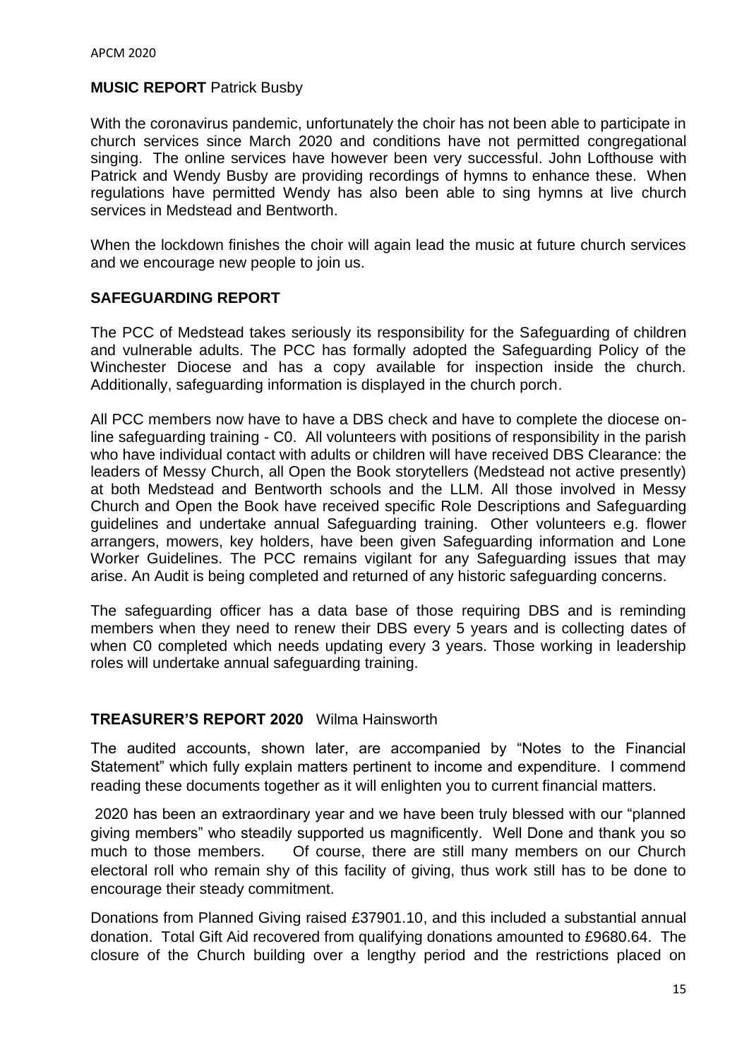## MUSIC REPORT Patrick Busby

With the coronavirus pandemic, unfortunately the choir has not been able to participate in church services since March 2020 and conditions have not permitted congregational singing. The online services have however been very successful. John Lofthouse with Patrick and Wendy Busby are providing recordings of hymns to enhance these. When regulations have permitted Wendy has also been able to sing hymns at live church services in Medstead and Bentworth.

When the lockdown finishes the choir will again lead the music at future church services and we encourage new people to join us.

## SAFEGUARDING REPORT

The PCC of Medstead takes seriously its responsibility for the Safeguarding of children and vulnerable adults. The PCC has formally adopted the Safeguarding Policy of the Winchester Diocese and has a copy available for inspection inside the church. Additionally, safeguarding information is displayed in the church porch.

All PCC members now have to have a DBS check and have to complete the diocese on-line safeguarding training - C0. All volunteers with positions of responsibility in the parish who have individual contact with adults or children will have received DBS Clearance: the leaders of Messy Church, all Open the Book storytellers (Medstead not active presently) at both Medstead and Bentworth schools and the LLM. All those involved in Messy Church and Open the Book have received specific Role Descriptions and Safeguarding guidelines and undertake annual Safeguarding training. Other volunteers e.g. flower arrangers, mowers, key holders, have been given Safeguarding information and Lone Worker Guidelines. The PCC remains vigilant for any Safeguarding issues that may arise. An Audit is being completed and returned of any historic safeguarding concerns.

The safeguarding officer has a data base of those requiring DBS and is reminding members when they need to renew their DBS every 5 years and is collecting dates of when C0 completed which needs updating every 3 years. Those working in leadership roles will undertake annual safeguarding training.

## TREASURER'S REPORT 2020 Wilma Hainsworth

The audited accounts, shown later, are accompanied by "Notes to the Financial Statement" which fully explain matters pertinent to income and expenditure. I commend reading these documents together as it will enlighten you to current financial matters.

2020 has been an extraordinary year and we have been truly blessed with our "planned giving members" who steadily supported us magnificently. Well Done and thank you so much to those members. Of course, there are still many members on our Church electoral roll who remain shy of this facility of giving, thus work still has to be done to encourage their steady commitment.

Donations from Planned Giving raised £37901.10, and this included a substantial annual donation. Total Gift Aid recovered from qualifying donations amounted to £9680.64. The closure of the Church building over a lengthy period and the restrictions placed on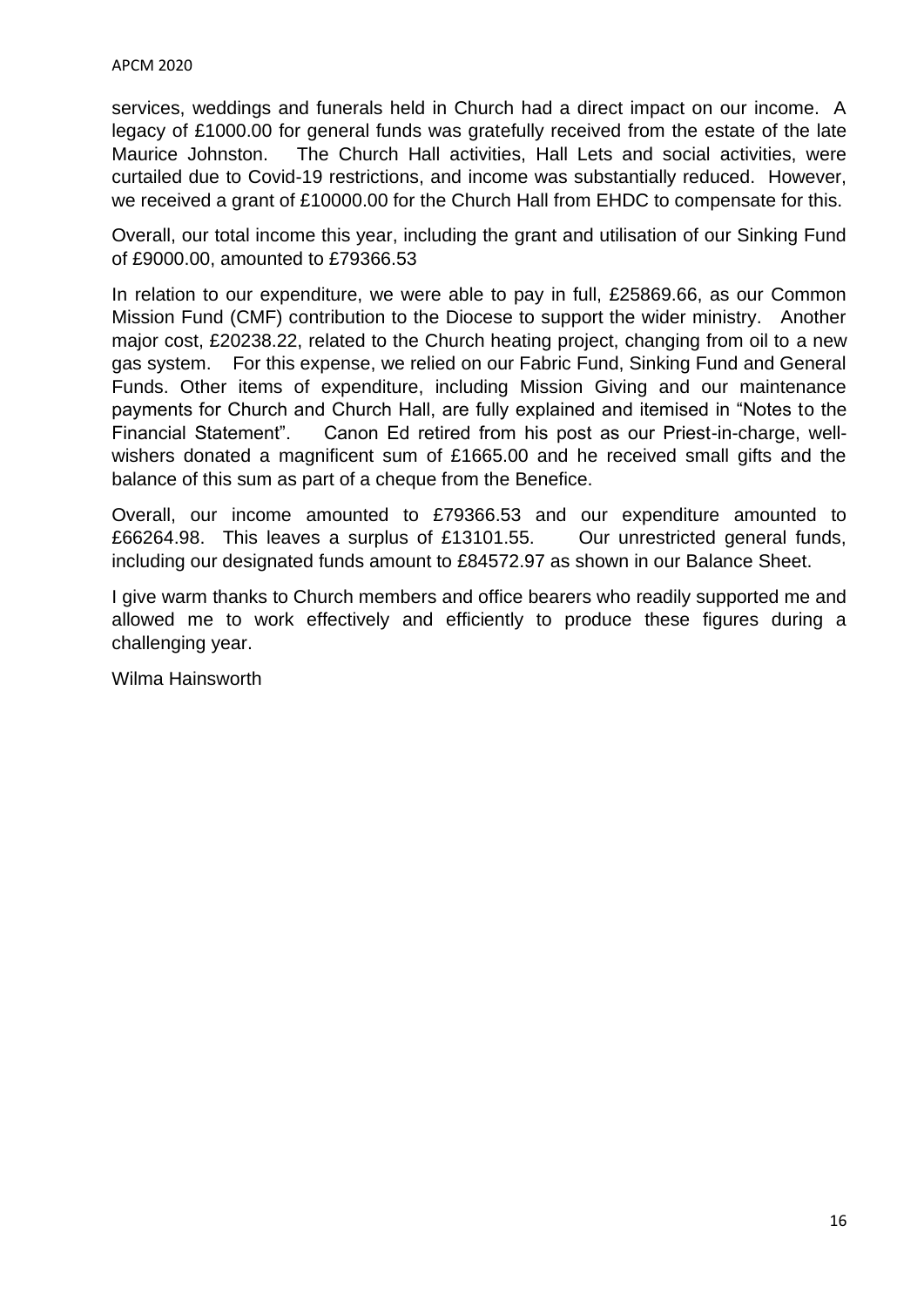services, weddings and funerals held in Church had a direct impact on our income. A legacy of £1000.00 for general funds was gratefully received from the estate of the late Maurice Johnston. The Church Hall activities, Hall Lets and social activities, were curtailed due to Covid-19 restrictions, and income was substantially reduced. However, we received a grant of £10000.00 for the Church Hall from EHDC to compensate for this.

Overall, our total income this year, including the grant and utilisation of our Sinking Fund of £9000.00, amounted to £79366.53

In relation to our expenditure, we were able to pay in full, £25869.66, as our Common Mission Fund (CMF) contribution to the Diocese to support the wider ministry. Another major cost, £20238.22, related to the Church heating project, changing from oil to a new gas system. For this expense, we relied on our Fabric Fund, Sinking Fund and General Funds. Other items of expenditure, including Mission Giving and our maintenance payments for Church and Church Hall, are fully explained and itemised in "Notes to the Financial Statement". Canon Ed retired from his post as our Priest-in-charge, well-wishers donated a magnificent sum of £1665.00 and he received small gifts and the balance of this sum as part of a cheque from the Benefice.

Overall, our income amounted to £79366.53 and our expenditure amounted to £66264.98. This leaves a surplus of £13101.55. Our unrestricted general funds, including our designated funds amount to £84572.97 as shown in our Balance Sheet.

I give warm thanks to Church members and office bearers who readily supported me and allowed me to work effectively and efficiently to produce these figures during a challenging year.

Wilma Hainsworth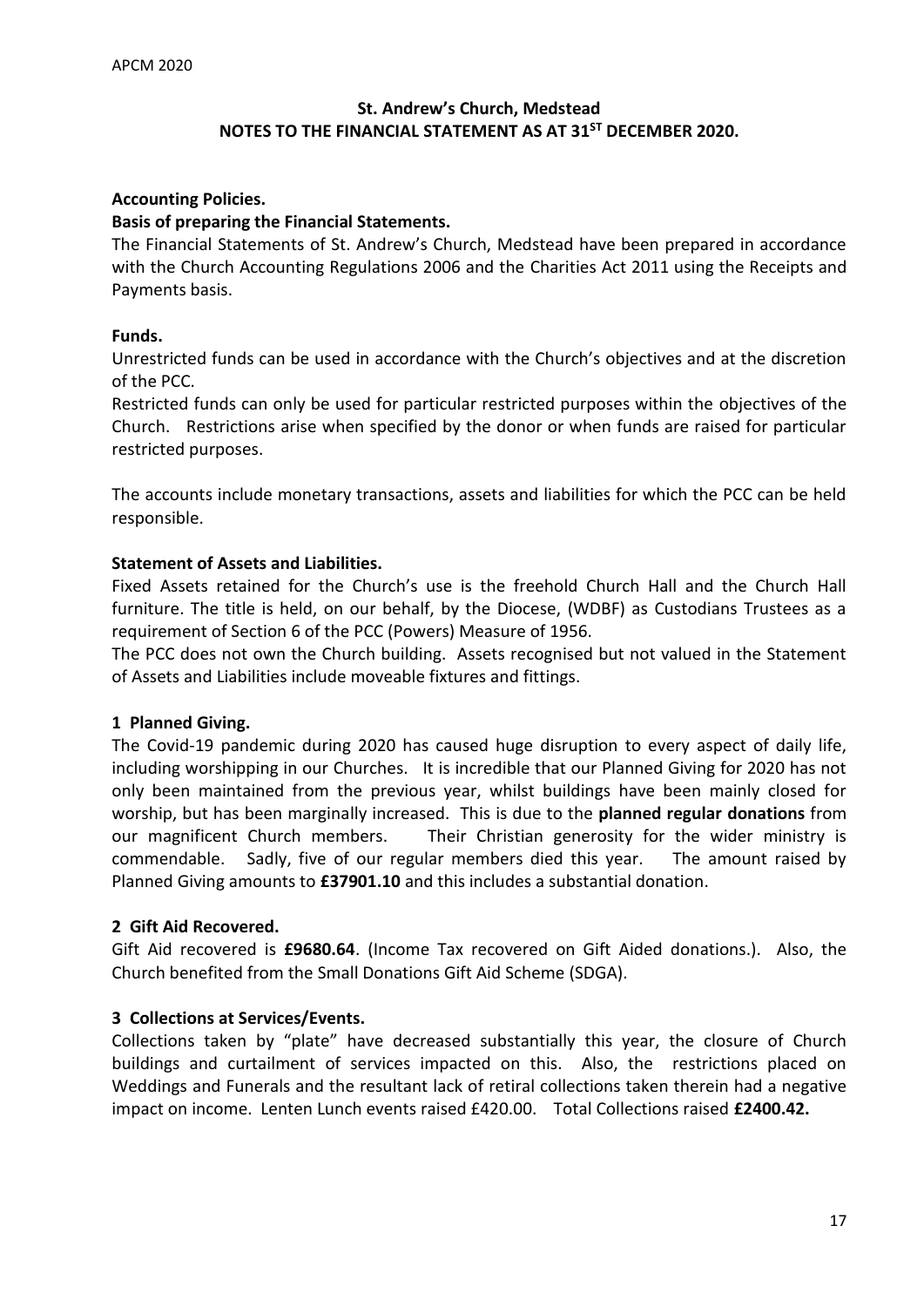## St. Andrew's Church, Medstead
## NOTES TO THE FINANCIAL STATEMENT AS AT 31ST DECEMBER 2020.

**Accounting Policies.**

**Basis of preparing the Financial Statements.**

The Financial Statements of St. Andrew's Church, Medstead have been prepared in accordance with the Church Accounting Regulations 2006 and the Charities Act 2011 using the Receipts and Payments basis.

**Funds.**

Unrestricted funds can be used in accordance with the Church's objectives and at the discretion of the PCC.

Restricted funds can only be used for particular restricted purposes within the objectives of the Church. Restrictions arise when specified by the donor or when funds are raised for particular restricted purposes.

The accounts include monetary transactions, assets and liabilities for which the PCC can be held responsible.

**Statement of Assets and Liabilities.**

Fixed Assets retained for the Church's use is the freehold Church Hall and the Church Hall furniture. The title is held, on our behalf, by the Diocese, (WDBF) as Custodians Trustees as a requirement of Section 6 of the PCC (Powers) Measure of 1956.

The PCC does not own the Church building. Assets recognised but not valued in the Statement of Assets and Liabilities include moveable fixtures and fittings.

**1 Planned Giving.**

The Covid-19 pandemic during 2020 has caused huge disruption to every aspect of daily life, including worshipping in our Churches. It is incredible that our Planned Giving for 2020 has not only been maintained from the previous year, whilst buildings have been mainly closed for worship, but has been marginally increased. This is due to the **planned regular donations** from our magnificent Church members. Their Christian generosity for the wider ministry is commendable. Sadly, five of our regular members died this year. The amount raised by Planned Giving amounts to **£37901.10** and this includes a substantial donation.

**2 Gift Aid Recovered.**

Gift Aid recovered is **£9680.64**. (Income Tax recovered on Gift Aided donations.). Also, the Church benefited from the Small Donations Gift Aid Scheme (SDGA).

**3 Collections at Services/Events.**

Collections taken by "plate" have decreased substantially this year, the closure of Church buildings and curtailment of services impacted on this. Also, the restrictions placed on Weddings and Funerals and the resultant lack of retiral collections taken therein had a negative impact on income. Lenten Lunch events raised £420.00. Total Collections raised **£2400.42.**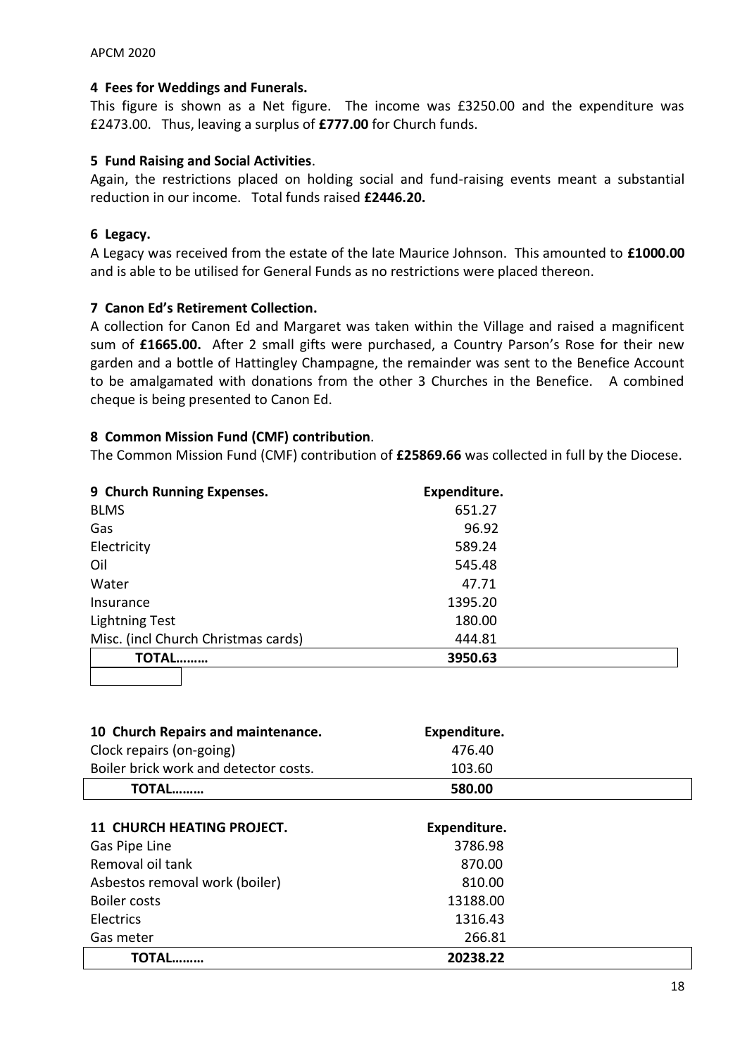**4 Fees for Weddings and Funerals.**
This figure is shown as a Net figure. The income was £3250.00 and the expenditure was £2473.00. Thus, leaving a surplus of **£777.00** for Church funds.

**5 Fund Raising and Social Activities**.
Again, the restrictions placed on holding social and fund-raising events meant a substantial reduction in our income. Total funds raised **£2446.20.**

**6 Legacy.**
A Legacy was received from the estate of the late Maurice Johnson. This amounted to **£1000.00** and is able to be utilised for General Funds as no restrictions were placed thereon.

**7 Canon Ed's Retirement Collection.**
A collection for Canon Ed and Margaret was taken within the Village and raised a magnificent sum of **£1665.00.** After 2 small gifts were purchased, a Country Parson's Rose for their new garden and a bottle of Hattingley Champagne, the remainder was sent to the Benefice Account to be amalgamated with donations from the other 3 Churches in the Benefice. A combined cheque is being presented to Canon Ed.

**8 Common Mission Fund (CMF) contribution**.
The Common Mission Fund (CMF) contribution of **£25869.66** was collected in full by the Diocese.

| **9 Church Running Expenses.** | **Expenditure.** |
|---|---|
| BLMS | 651.27 |
| Gas | 96.92 |
| Electricity | 589.24 |
| Oil | 545.48 |
| Water | 47.71 |
| Insurance | 1395.20 |
| Lightning Test | 180.00 |
| Misc. (incl Church Christmas cards) | 444.81 |
| **TOTAL………** | **3950.63** |

| **10 Church Repairs and maintenance.** | **Expenditure.** |
|---|---|
| Clock repairs (on-going) | 476.40 |
| Boiler brick work and detector costs. | 103.60 |
| **TOTAL………** | **580.00** |

| **11 CHURCH HEATING PROJECT.** | **Expenditure.** |
|---|---|
| Gas Pipe Line | 3786.98 |
| Removal oil tank | 870.00 |
| Asbestos removal work (boiler) | 810.00 |
| Boiler costs | 13188.00 |
| Electrics | 1316.43 |
| Gas meter | 266.81 |
| **TOTAL………** | **20238.22** |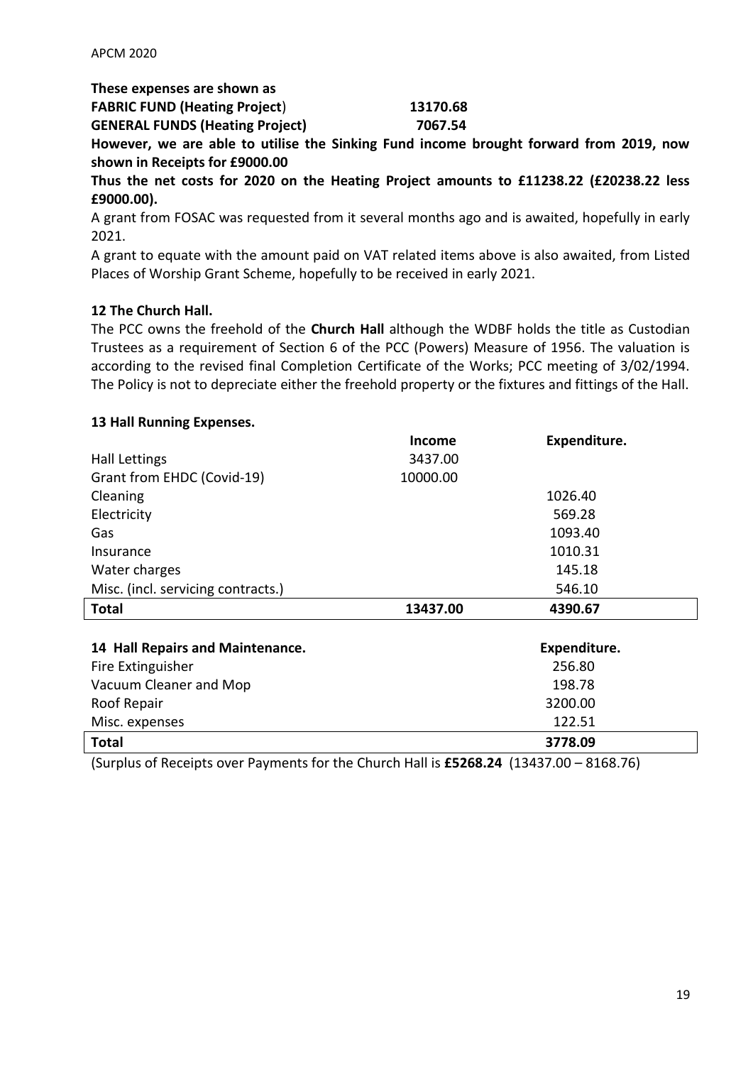**These expenses are shown as**

| | |
|---|---|
| **FABRIC FUND (Heating Project**) | **13170.68** |
| **GENERAL FUNDS (Heating Project)** | **7067.54** |

**However, we are able to utilise the Sinking Fund income brought forward from 2019, now shown in Receipts for £9000.00**

**Thus the net costs for 2020 on the Heating Project amounts to £11238.22 (£20238.22 less £9000.00).**

A grant from FOSAC was requested from it several months ago and is awaited, hopefully in early 2021.

A grant to equate with the amount paid on VAT related items above is also awaited, from Listed Places of Worship Grant Scheme, hopefully to be received in early 2021.

### 12 The Church Hall.

The PCC owns the freehold of the **Church Hall** although the WDBF holds the title as Custodian Trustees as a requirement of Section 6 of the PCC (Powers) Measure of 1956. The valuation is according to the revised final Completion Certificate of the Works; PCC meeting of 3/02/1994. The Policy is not to depreciate either the freehold property or the fixtures and fittings of the Hall.

### 13 Hall Running Expenses.

| | Income | Expenditure. |
|---|---|---|
| Hall Lettings | 3437.00 | |
| Grant from EHDC (Covid-19) | 10000.00 | |
| Cleaning | | 1026.40 |
| Electricity | | 569.28 |
| Gas | | 1093.40 |
| Insurance | | 1010.31 |
| Water charges | | 145.18 |
| Misc. (incl. servicing contracts.) | | 546.10 |
| **Total** | **13437.00** | **4390.67** |

| **14 Hall Repairs and Maintenance.** | **Expenditure.** |
|---|---|
| Fire Extinguisher | 256.80 |
| Vacuum Cleaner and Mop | 198.78 |
| Roof Repair | 3200.00 |
| Misc. expenses | 122.51 |
| **Total** | **3778.09** |

(Surplus of Receipts over Payments for the Church Hall is **£5268.24** (13437.00 – 8168.76)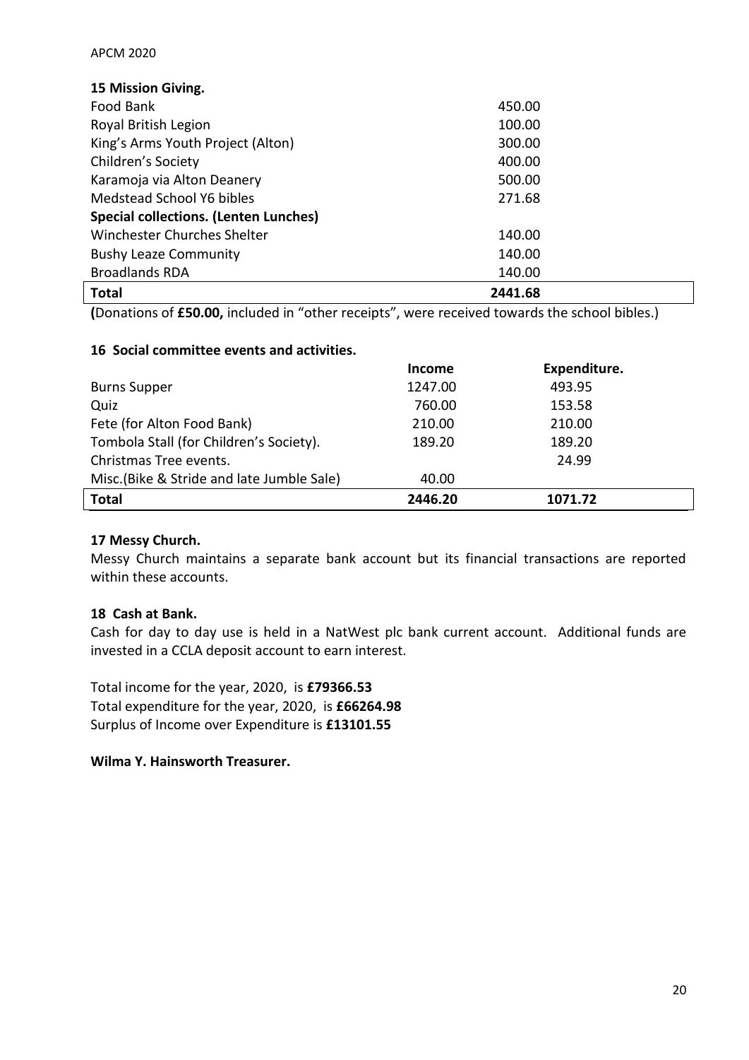### 15 Mission Giving.

| | |
|---|---|
| Food Bank | 450.00 |
| Royal British Legion | 100.00 |
| King's Arms Youth Project (Alton) | 300.00 |
| Children's Society | 400.00 |
| Karamoja via Alton Deanery | 500.00 |
| Medstead School Y6 bibles | 271.68 |
| **Special collections. (Lenten Lunches)** | |
| Winchester Churches Shelter | 140.00 |
| Bushy Leaze Community | 140.00 |
| Broadlands RDA | 140.00 |
| **Total** | **2441.68** |

**(**Donations of **£50.00,** included in "other receipts", were received towards the school bibles.)

### 16 Social committee events and activities.

| | Income | Expenditure. |
|---|---|---|
| Burns Supper | 1247.00 | 493.95 |
| Quiz | 760.00 | 153.58 |
| Fete (for Alton Food Bank) | 210.00 | 210.00 |
| Tombola Stall (for Children's Society). | 189.20 | 189.20 |
| Christmas Tree events. | | 24.99 |
| Misc.(Bike & Stride and late Jumble Sale) | 40.00 | |
| **Total** | **2446.20** | **1071.72** |

### 17 Messy Church.

Messy Church maintains a separate bank account but its financial transactions are reported within these accounts.

### 18 Cash at Bank.

Cash for day to day use is held in a NatWest plc bank current account. Additional funds are invested in a CCLA deposit account to earn interest.

Total income for the year, 2020, is **£79366.53**
Total expenditure for the year, 2020, is **£66264.98**
Surplus of Income over Expenditure is **£13101.55**

**Wilma Y. Hainsworth Treasurer.**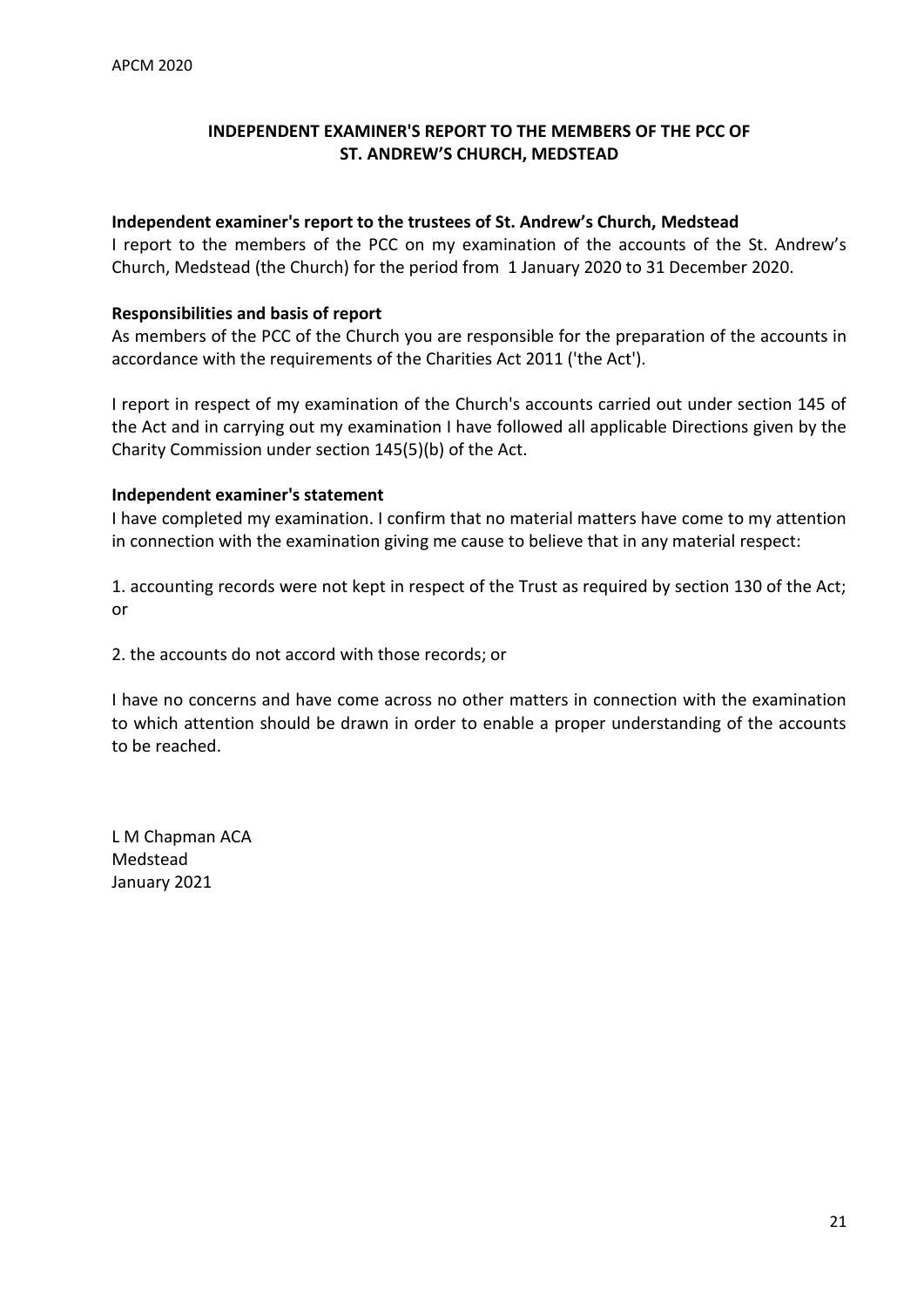## INDEPENDENT EXAMINER'S REPORT TO THE MEMBERS OF THE PCC OF ST. ANDREW'S CHURCH, MEDSTEAD

**Independent examiner's report to the trustees of St. Andrew's Church, Medstead**

I report to the members of the PCC on my examination of the accounts of the St. Andrew's Church, Medstead (the Church) for the period from 1 January 2020 to 31 December 2020.

**Responsibilities and basis of report**

As members of the PCC of the Church you are responsible for the preparation of the accounts in accordance with the requirements of the Charities Act 2011 ('the Act').

I report in respect of my examination of the Church's accounts carried out under section 145 of the Act and in carrying out my examination I have followed all applicable Directions given by the Charity Commission under section 145(5)(b) of the Act.

**Independent examiner's statement**

I have completed my examination. I confirm that no material matters have come to my attention in connection with the examination giving me cause to believe that in any material respect:

1. accounting records were not kept in respect of the Trust as required by section 130 of the Act; or

2. the accounts do not accord with those records; or

I have no concerns and have come across no other matters in connection with the examination to which attention should be drawn in order to enable a proper understanding of the accounts to be reached.

L M Chapman ACA
Medstead
January 2021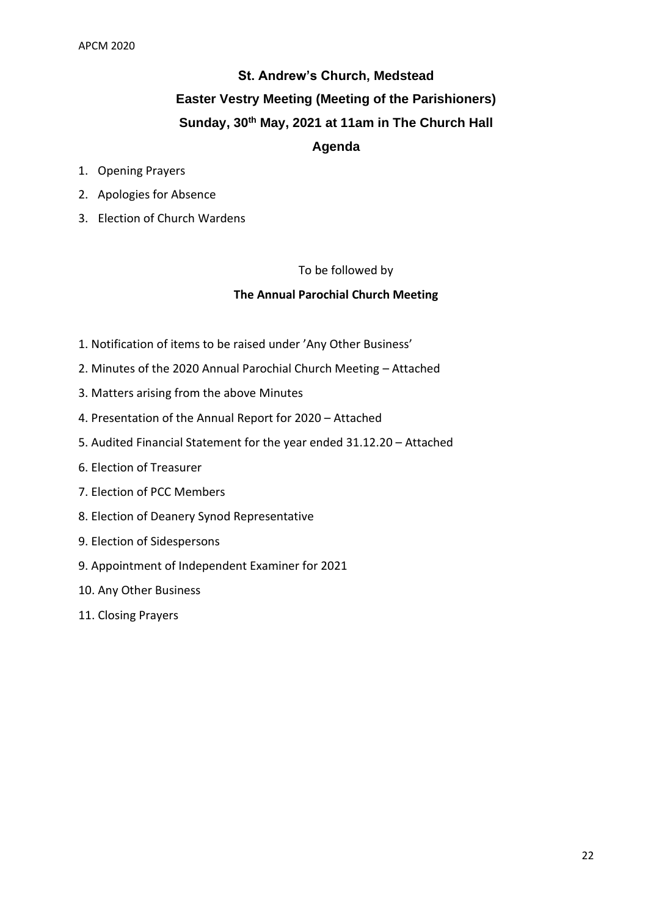# St. Andrew's Church, Medstead

## Easter Vestry Meeting (Meeting of the Parishioners)

## Sunday, 30th May, 2021 at 11am in The Church Hall

## Agenda

1. Opening Prayers
2. Apologies for Absence
3. Election of Church Wardens

To be followed by

**The Annual Parochial Church Meeting**

1. Notification of items to be raised under 'Any Other Business'
2. Minutes of the 2020 Annual Parochial Church Meeting – Attached
3. Matters arising from the above Minutes
4. Presentation of the Annual Report for 2020 – Attached
5. Audited Financial Statement for the year ended 31.12.20 – Attached
6. Election of Treasurer
7. Election of PCC Members
8. Election of Deanery Synod Representative
9. Election of Sidespersons
9. Appointment of Independent Examiner for 2021
10. Any Other Business
11. Closing Prayers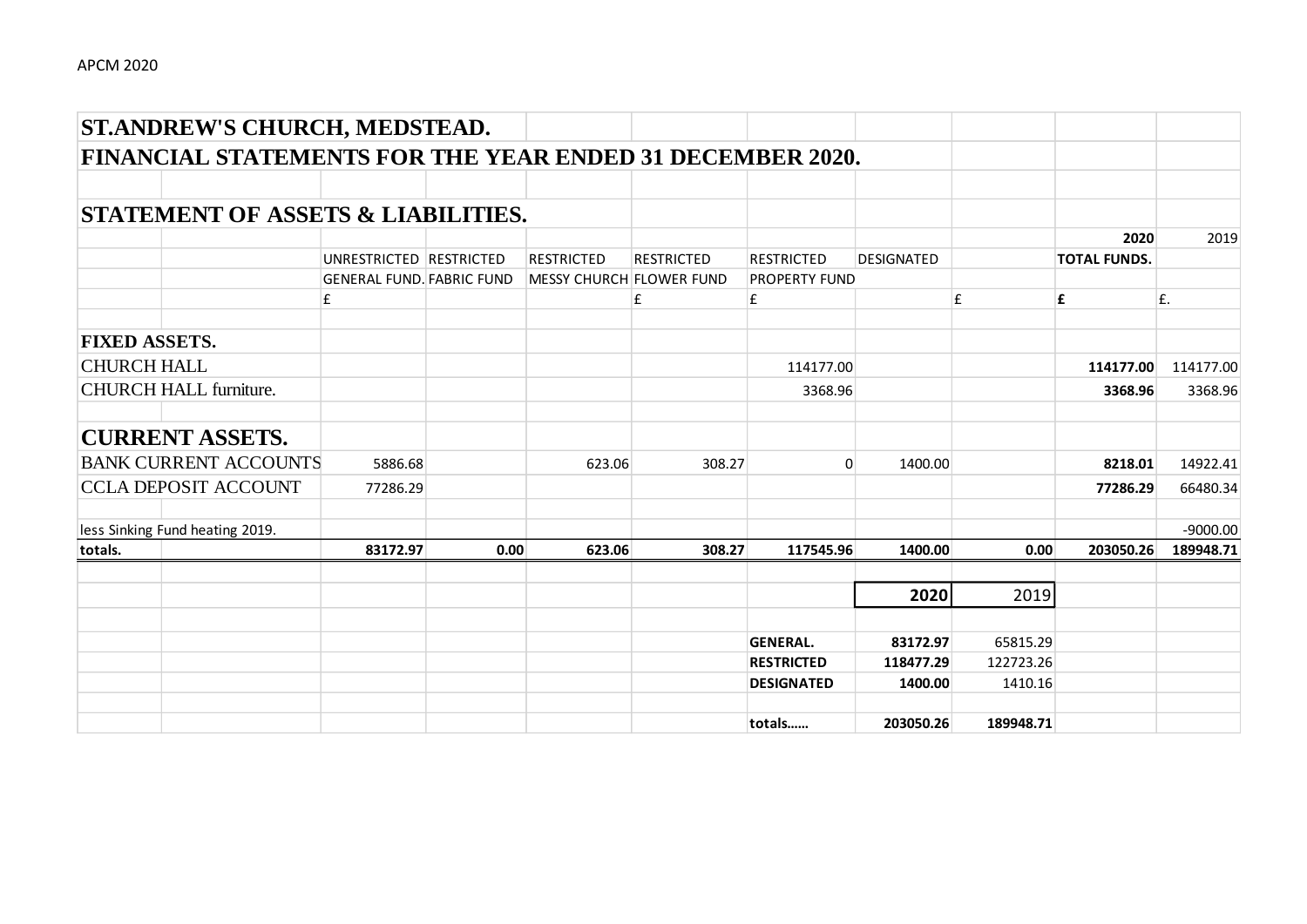# ST.ANDREW'S CHURCH, MEDSTEAD.

## FINANCIAL STATEMENTS FOR THE YEAR ENDED 31 DECEMBER 2020.

## STATEMENT OF ASSETS & LIABILITIES.

| | UNRESTRICTED GENERAL FUND. | RESTRICTED FABRIC FUND | RESTRICTED MESSY CHURCH | RESTRICTED FLOWER FUND | RESTRICTED PROPERTY FUND | DESIGNATED | | **2020** **TOTAL FUNDS.** | 2019 |
|---|---|---|---|---|---|---|---|---|---|
| | £ | | | £ | £ | | £ | **£** | £. |
| **FIXED ASSETS.** | | | | | | | | | |
| CHURCH HALL | | | | | 114177.00 | | | **114177.00** | 114177.00 |
| CHURCH HALL furniture. | | | | | 3368.96 | | | **3368.96** | 3368.96 |
| **CURRENT ASSETS.** | | | | | | | | | |
| BANK CURRENT ACCOUNTS | 5886.68 | | 623.06 | 308.27 | 0 | 1400.00 | | **8218.01** | 14922.41 |
| CCLA DEPOSIT ACCOUNT | 77286.29 | | | | | | | **77286.29** | 66480.34 |
| less Sinking Fund heating 2019. | | | | | | | | | -9000.00 |
| **totals.** | **83172.97** | **0.00** | **623.06** | **308.27** | **117545.96** | **1400.00** | **0.00** | **203050.26** | **189948.71** |

| | **2020** | 2019 |
|---|---|---|
| **GENERAL.** | **83172.97** | 65815.29 |
| **RESTRICTED** | **118477.29** | 122723.26 |
| **DESIGNATED** | **1400.00** | 1410.16 |
| **totals……** | **203050.26** | **189948.71** |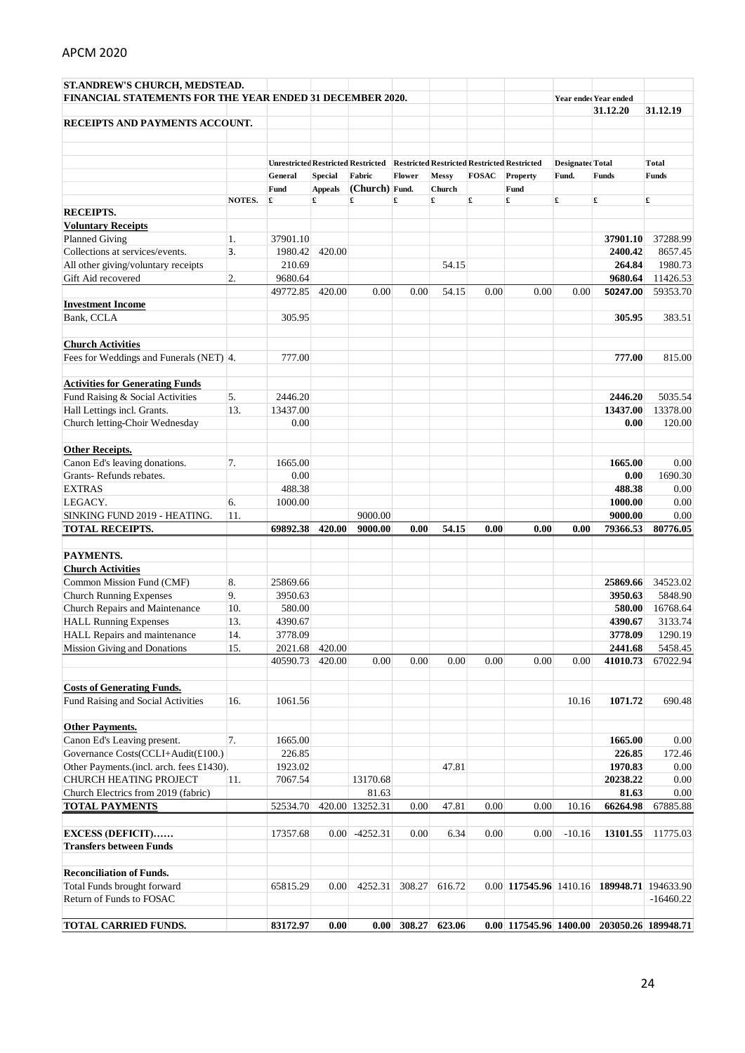| | | | | | | | | | | | |
|---|---|---|---|---|---|---|---|---|---|---|---|
| **ST.ANDREW'S CHURCH, MEDSTEAD.** | | | | | | | | | | | |
| **FINANCIAL STATEMENTS FOR THE YEAR ENDED 31 DECEMBER 2020.** | | | | | | | | | | Year ended | Year ended |
| | | | | | | | | | | **31.12.20** | **31.12.19** |
| **RECEIPTS AND PAYMENTS ACCOUNT.** | | | | | | | | | | | |
| | | **Unrestricted** | **Restricted** | **Restricted** | **Restricted** | **Restricted** | **Restricted** | **Restricted** | **Designated** | **Total** | **Total** |
| | | **General** | **Special** | **Fabric** | **Flower** | **Messy** | **FOSAC** | **Property** | **Fund.** | **Funds** | **Funds** |
| | | **Fund** | **Appeals** | **(Church)** | **Fund.** | **Church** | | **Fund** | | | |
| | **NOTES.** | **£** | **£** | **£** | **£** | **£** | **£** | **£** | **£** | **£** | **£** |
| **RECEIPTS.** | | | | | | | | | | | |
| **Voluntary Receipts** | | | | | | | | | | | |
| Planned Giving | 1. | 37901.10 | | | | | | | | **37901.10** | 37288.99 |
| Collections at services/events. | 3. | 1980.42 | 420.00 | | | | | | | **2400.42** | 8657.45 |
| All other giving/voluntary receipts | | 210.69 | | | | 54.15 | | | | **264.84** | 1980.73 |
| Gift Aid recovered | 2. | 9680.64 | | | | | | | | **9680.64** | 11426.53 |
| | | 49772.85 | 420.00 | 0.00 | 0.00 | 54.15 | 0.00 | 0.00 | 0.00 | **50247.00** | 59353.70 |
| **Investment Income** | | | | | | | | | | | |
| Bank, CCLA | | 305.95 | | | | | | | | **305.95** | 383.51 |
| **Church Activities** | | | | | | | | | | | |
| Fees for Weddings and Funerals (NET) | 4. | 777.00 | | | | | | | | **777.00** | 815.00 |
| **Activities for Generating Funds** | | | | | | | | | | | |
| Fund Raising & Social Activities | 5. | 2446.20 | | | | | | | | **2446.20** | 5035.54 |
| Hall Lettings incl. Grants. | 13. | 13437.00 | | | | | | | | **13437.00** | 13378.00 |
| Church letting-Choir Wednesday | | 0.00 | | | | | | | | **0.00** | 120.00 |
| **Other Receipts.** | | | | | | | | | | | |
| Canon Ed's leaving donations. | 7. | 1665.00 | | | | | | | | **1665.00** | 0.00 |
| Grants- Refunds rebates. | | 0.00 | | | | | | | | **0.00** | 1690.30 |
| EXTRAS | | 488.38 | | | | | | | | **488.38** | 0.00 |
| LEGACY. | 6. | 1000.00 | | | | | | | | **1000.00** | 0.00 |
| SINKING FUND 2019 - HEATING. | 11. | | | 9000.00 | | | | | | **9000.00** | 0.00 |
| **TOTAL RECEIPTS.** | | **69892.38** | **420.00** | **9000.00** | **0.00** | **54.15** | **0.00** | **0.00** | **0.00** | **79366.53** | **80776.05** |
| **PAYMENTS.** | | | | | | | | | | | |
| **Church Activities** | | | | | | | | | | | |
| Common Mission Fund (CMF) | 8. | 25869.66 | | | | | | | | **25869.66** | 34523.02 |
| Church Running Expenses | 9. | 3950.63 | | | | | | | | **3950.63** | 5848.90 |
| Church Repairs and Maintenance | 10. | 580.00 | | | | | | | | **580.00** | 16768.64 |
| HALL Running Expenses | 13. | 4390.67 | | | | | | | | **4390.67** | 3133.74 |
| HALL Repairs and maintenance | 14. | 3778.09 | | | | | | | | **3778.09** | 1290.19 |
| Mission Giving and Donations | 15. | 2021.68 | 420.00 | | | | | | | **2441.68** | 5458.45 |
| | | 40590.73 | 420.00 | 0.00 | 0.00 | 0.00 | 0.00 | 0.00 | 0.00 | **41010.73** | 67022.94 |
| **Costs of Generating Funds.** | | | | | | | | | | | |
| Fund Raising and Social Activities | 16. | 1061.56 | | | | | | | 10.16 | **1071.72** | 690.48 |
| **Other Payments.** | | | | | | | | | | | |
| Canon Ed's Leaving present. | 7. | 1665.00 | | | | | | | | **1665.00** | 0.00 |
| Governance Costs(CCLI+Audit(£100.) | | 226.85 | | | | | | | | **226.85** | 172.46 |
| Other Payments.(incl. arch. fees £1430). | | 1923.02 | | | | 47.81 | | | | **1970.83** | 0.00 |
| CHURCH HEATING PROJECT | 11. | 7067.54 | | 13170.68 | | | | | | **20238.22** | 0.00 |
| Church Electrics from 2019 (fabric) | | | | 81.63 | | | | | | **81.63** | 0.00 |
| **TOTAL PAYMENTS** | | 52534.70 | 420.00 | 13252.31 | 0.00 | 47.81 | 0.00 | 0.00 | 10.16 | **66264.98** | 67885.88 |
| **EXCESS (DEFICIT)……** | | 17357.68 | 0.00 | -4252.31 | 0.00 | 6.34 | 0.00 | 0.00 | -10.16 | **13101.55** | 11775.03 |
| **Transfers between Funds** | | | | | | | | | | | |
| **Reconciliation of Funds.** | | | | | | | | | | | |
| Total Funds brought forward | | 65815.29 | 0.00 | 4252.31 | 308.27 | 616.72 | 0.00 | **117545.96** | 1410.16 | **189948.71** | 194633.90 |
| Return of Funds to FOSAC | | | | | | | | | | | -16460.22 |
| **TOTAL CARRIED FUNDS.** | | **83172.97** | **0.00** | **0.00** | **308.27** | **623.06** | **0.00** | **117545.96** | **1400.00** | **203050.26** | **189948.71** |